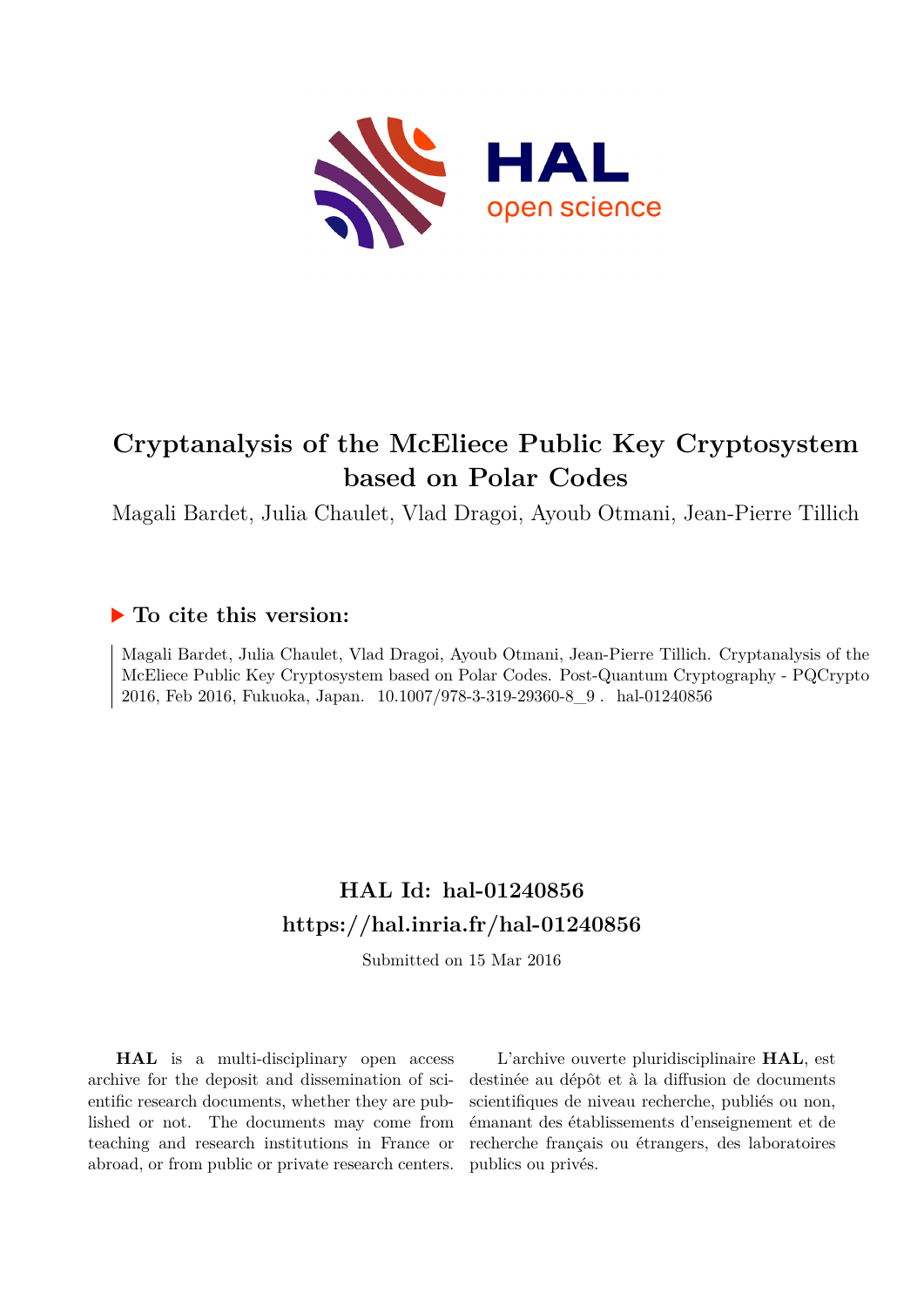# Cryptanalysis of the McEliece Public Key Cryptosystem based on Polar Codes

Magali Bardet, Julia Chaulet, Vlad Dragoi, Ayoub Otmani, Jean-Pierre Tillich

## ▶ To cite this version:

Magali Bardet, Julia Chaulet, Vlad Dragoi, Ayoub Otmani, Jean-Pierre Tillich. Cryptanalysis of the McEliece Public Key Cryptosystem based on Polar Codes. Post-Quantum Cryptography - PQCrypto 2016, Feb 2016, Fukuoka, Japan. 10.1007/978-3-319-29360-8_9 . hal-01240856

## HAL Id: hal-01240856
## https://hal.inria.fr/hal-01240856

Submitted on 15 Mar 2016

**HAL** is a multi-disciplinary open access archive for the deposit and dissemination of scientific research documents, whether they are published or not. The documents may come from teaching and research institutions in France or abroad, or from public or private research centers.

L'archive ouverte pluridisciplinaire **HAL**, est destinée au dépôt et à la diffusion de documents scientifiques de niveau recherche, publiés ou non, émanant des établissements d'enseignement et de recherche français ou étrangers, des laboratoires publics ou privés.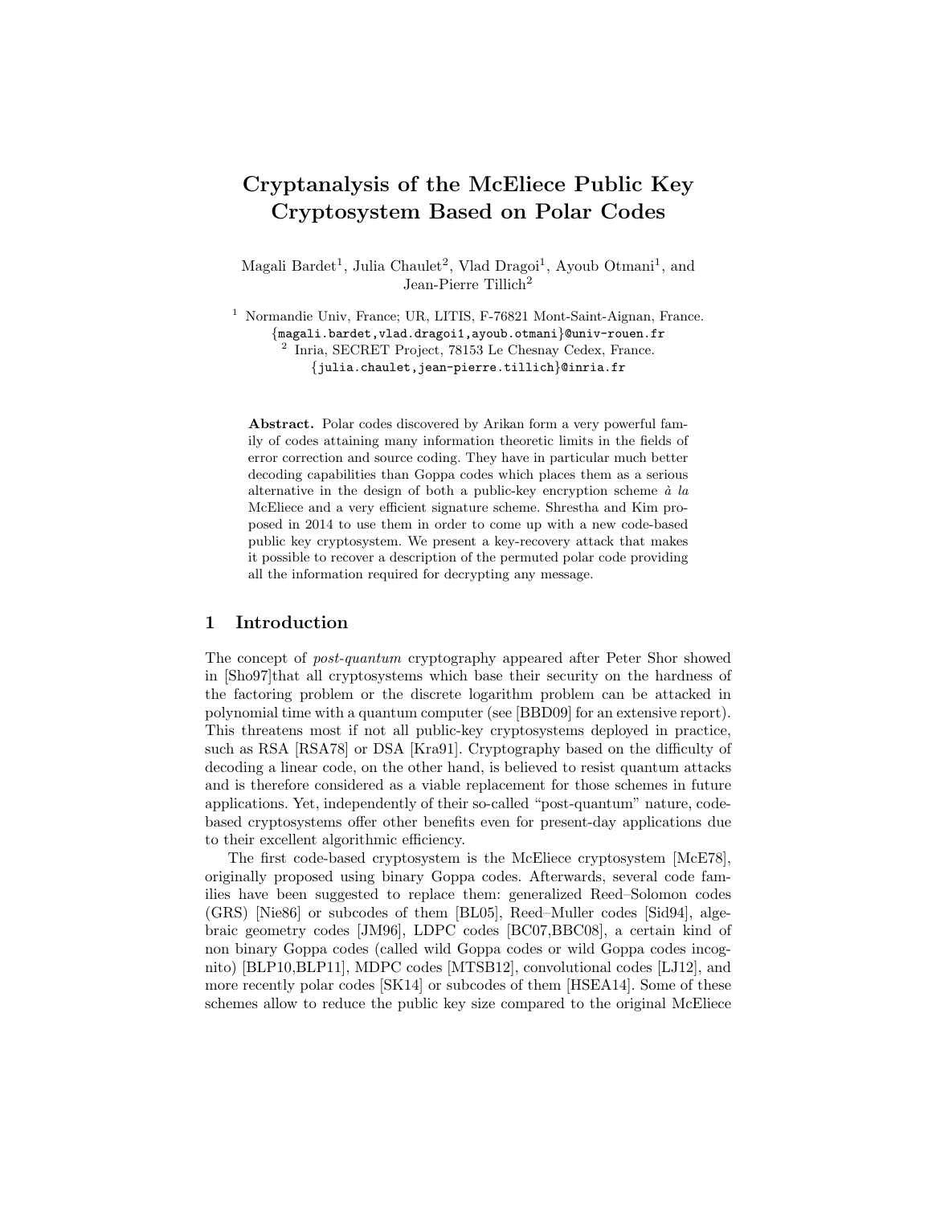# Cryptanalysis of the McEliece Public Key Cryptosystem Based on Polar Codes

Magali Bardet[1], Julia Chaulet[2], Vlad Dragoi[1], Ayoub Otmani[1], and Jean-Pierre Tillich[2]

[1] Normandie Univ, France; UR, LITIS, F-76821 Mont-Saint-Aignan, France. {magali.bardet,vlad.dragoi1,ayoub.otmani}@univ-rouen.fr

[2] Inria, SECRET Project, 78153 Le Chesnay Cedex, France. {julia.chaulet,jean-pierre.tillich}@inria.fr

**Abstract.** Polar codes discovered by Arikan form a very powerful family of codes attaining many information theoretic limits in the fields of error correction and source coding. They have in particular much better decoding capabilities than Goppa codes which places them as a serious alternative in the design of both a public-key encryption scheme *à la* McEliece and a very efficient signature scheme. Shrestha and Kim proposed in 2014 to use them in order to come up with a new code-based public key cryptosystem. We present a key-recovery attack that makes it possible to recover a description of the permuted polar code providing all the information required for decrypting any message.

## 1 Introduction

The concept of *post-quantum* cryptography appeared after Peter Shor showed in [Sho97]that all cryptosystems which base their security on the hardness of the factoring problem or the discrete logarithm problem can be attacked in polynomial time with a quantum computer (see [BBD09] for an extensive report). This threatens most if not all public-key cryptosystems deployed in practice, such as RSA [RSA78] or DSA [Kra91]. Cryptography based on the difficulty of decoding a linear code, on the other hand, is believed to resist quantum attacks and is therefore considered as a viable replacement for those schemes in future applications. Yet, independently of their so-called "post-quantum" nature, code-based cryptosystems offer other benefits even for present-day applications due to their excellent algorithmic efficiency.

The first code-based cryptosystem is the McEliece cryptosystem [McE78], originally proposed using binary Goppa codes. Afterwards, several code families have been suggested to replace them: generalized Reed–Solomon codes (GRS) [Nie86] or subcodes of them [BL05], Reed–Muller codes [Sid94], algebraic geometry codes [JM96], LDPC codes [BC07,BBC08], a certain kind of non binary Goppa codes (called wild Goppa codes or wild Goppa codes incognito) [BLP10,BLP11], MDPC codes [MTSB12], convolutional codes [LJ12], and more recently polar codes [SK14] or subcodes of them [HSEA14]. Some of these schemes allow to reduce the public key size compared to the original McEliece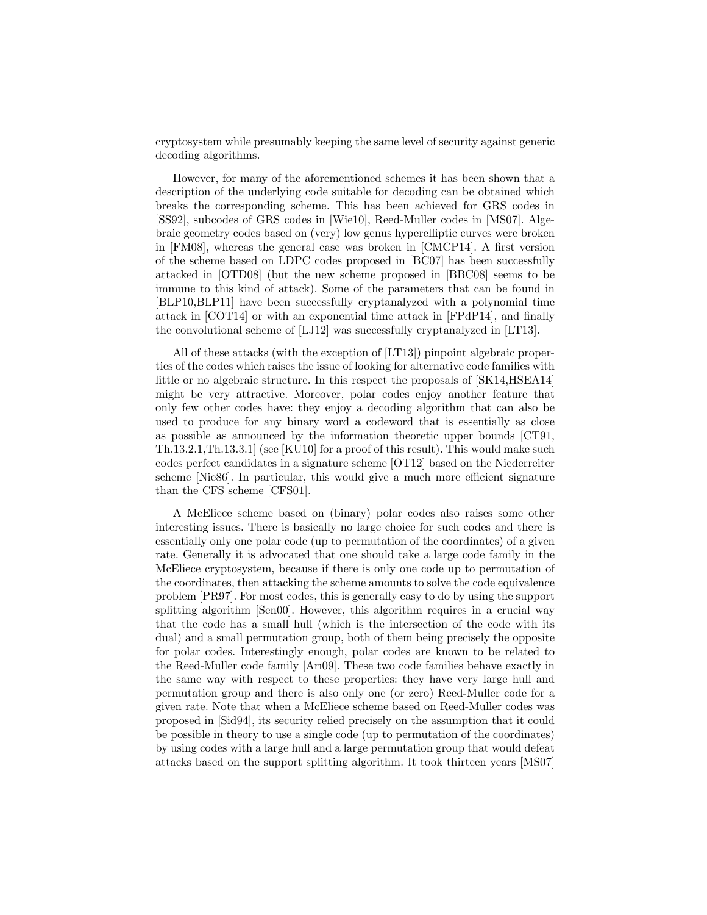cryptosystem while presumably keeping the same level of security against generic decoding algorithms.

However, for many of the aforementioned schemes it has been shown that a description of the underlying code suitable for decoding can be obtained which breaks the corresponding scheme. This has been achieved for GRS codes in [SS92], subcodes of GRS codes in [Wie10], Reed-Muller codes in [MS07]. Algebraic geometry codes based on (very) low genus hyperelliptic curves were broken in [FM08], whereas the general case was broken in [CMCP14]. A first version of the scheme based on LDPC codes proposed in [BC07] has been successfully attacked in [OTD08] (but the new scheme proposed in [BBC08] seems to be immune to this kind of attack). Some of the parameters that can be found in [BLP10,BLP11] have been successfully cryptanalyzed with a polynomial time attack in [COT14] or with an exponential time attack in [FPdP14], and finally the convolutional scheme of [LJ12] was successfully cryptanalyzed in [LT13].

All of these attacks (with the exception of [LT13]) pinpoint algebraic properties of the codes which raises the issue of looking for alternative code families with little or no algebraic structure. In this respect the proposals of [SK14,HSEA14] might be very attractive. Moreover, polar codes enjoy another feature that only few other codes have: they enjoy a decoding algorithm that can also be used to produce for any binary word a codeword that is essentially as close as possible as announced by the information theoretic upper bounds [CT91, Th.13.2.1,Th.13.3.1] (see [KU10] for a proof of this result). This would make such codes perfect candidates in a signature scheme [OT12] based on the Niederreiter scheme [Nie86]. In particular, this would give a much more efficient signature than the CFS scheme [CFS01].

A McEliece scheme based on (binary) polar codes also raises some other interesting issues. There is basically no large choice for such codes and there is essentially only one polar code (up to permutation of the coordinates) of a given rate. Generally it is advocated that one should take a large code family in the McEliece cryptosystem, because if there is only one code up to permutation of the coordinates, then attacking the scheme amounts to solve the code equivalence problem [PR97]. For most codes, this is generally easy to do by using the support splitting algorithm [Sen00]. However, this algorithm requires in a crucial way that the code has a small hull (which is the intersection of the code with its dual) and a small permutation group, both of them being precisely the opposite for polar codes. Interestingly enough, polar codes are known to be related to the Reed-Muller code family [Arı09]. These two code families behave exactly in the same way with respect to these properties: they have very large hull and permutation group and there is also only one (or zero) Reed-Muller code for a given rate. Note that when a McEliece scheme based on Reed-Muller codes was proposed in [Sid94], its security relied precisely on the assumption that it could be possible in theory to use a single code (up to permutation of the coordinates) by using codes with a large hull and a large permutation group that would defeat attacks based on the support splitting algorithm. It took thirteen years [MS07]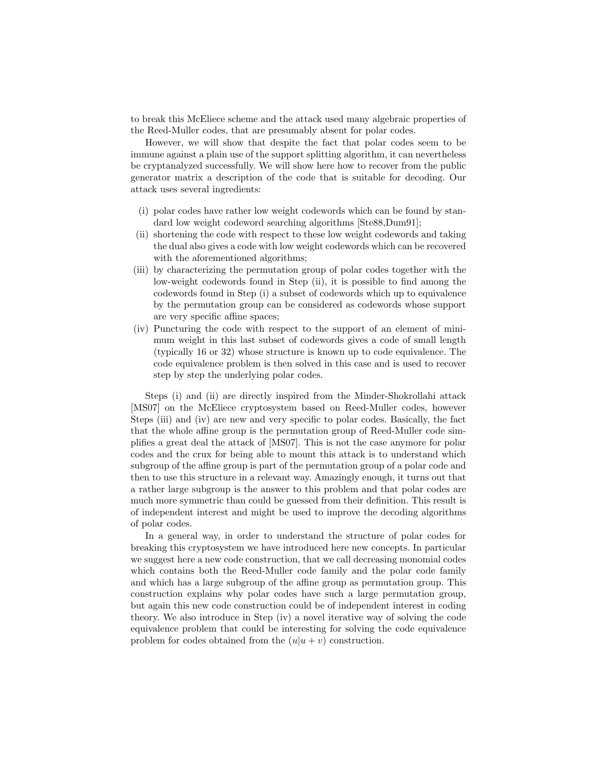to break this McEliece scheme and the attack used many algebraic properties of the Reed-Muller codes, that are presumably absent for polar codes.

However, we will show that despite the fact that polar codes seem to be immune against a plain use of the support splitting algorithm, it can nevertheless be cryptanalyzed successfully. We will show here how to recover from the public generator matrix a description of the code that is suitable for decoding. Our attack uses several ingredients:

(i) polar codes have rather low weight codewords which can be found by standard low weight codeword searching algorithms [Ste88,Dum91];

(ii) shortening the code with respect to these low weight codewords and taking the dual also gives a code with low weight codewords which can be recovered with the aforementioned algorithms;

(iii) by characterizing the permutation group of polar codes together with the low-weight codewords found in Step (ii), it is possible to find among the codewords found in Step (i) a subset of codewords which up to equivalence by the permutation group can be considered as codewords whose support are very specific affine spaces;

(iv) Puncturing the code with respect to the support of an element of minimum weight in this last subset of codewords gives a code of small length (typically 16 or 32) whose structure is known up to code equivalence. The code equivalence problem is then solved in this case and is used to recover step by step the underlying polar codes.

Steps (i) and (ii) are directly inspired from the Minder-Shokrollahi attack [MS07] on the McEliece cryptosystem based on Reed-Muller codes, however Steps (iii) and (iv) are new and very specific to polar codes. Basically, the fact that the whole affine group is the permutation group of Reed-Muller code simplifies a great deal the attack of [MS07]. This is not the case anymore for polar codes and the crux for being able to mount this attack is to understand which subgroup of the affine group is part of the permutation group of a polar code and then to use this structure in a relevant way. Amazingly enough, it turns out that a rather large subgroup is the answer to this problem and that polar codes are much more symmetric than could be guessed from their definition. This result is of independent interest and might be used to improve the decoding algorithms of polar codes.

In a general way, in order to understand the structure of polar codes for breaking this cryptosystem we have introduced here new concepts. In particular we suggest here a new code construction, that we call decreasing monomial codes which contains both the Reed-Muller code family and the polar code family and which has a large subgroup of the affine group as permutation group. This construction explains why polar codes have such a large permutation group, but again this new code construction could be of independent interest in coding theory. We also introduce in Step (iv) a novel iterative way of solving the code equivalence problem that could be interesting for solving the code equivalence problem for codes obtained from the $(u|u + v)$ construction.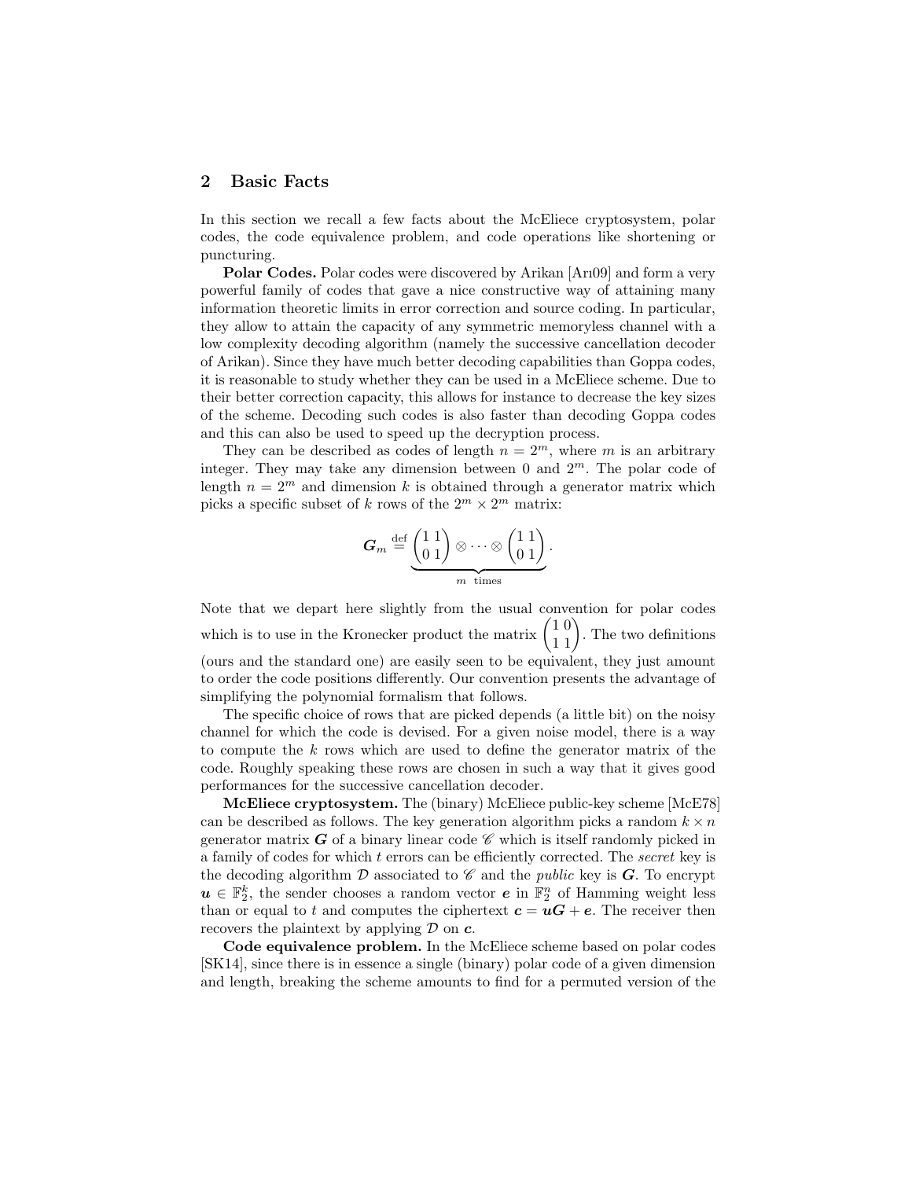## 2 Basic Facts

In this section we recall a few facts about the McEliece cryptosystem, polar codes, the code equivalence problem, and code operations like shortening or puncturing.

**Polar Codes.** Polar codes were discovered by Arikan [Arı09] and form a very powerful family of codes that gave a nice constructive way of attaining many information theoretic limits in error correction and source coding. In particular, they allow to attain the capacity of any symmetric memoryless channel with a low complexity decoding algorithm (namely the successive cancellation decoder of Arikan). Since they have much better decoding capabilities than Goppa codes, it is reasonable to study whether they can be used in a McEliece scheme. Due to their better correction capacity, this allows for instance to decrease the key sizes of the scheme. Decoding such codes is also faster than decoding Goppa codes and this can also be used to speed up the decryption process.

They can be described as codes of length $n = 2^m$, where $m$ is an arbitrary integer. They may take any dimension between 0 and $2^m$. The polar code of length $n = 2^m$ and dimension $k$ is obtained through a generator matrix which picks a specific subset of $k$ rows of the $2^m \times 2^m$ matrix:

$$\boldsymbol{G}_m \stackrel{\text{def}}{=} \underbrace{\begin{pmatrix} 1 & 1 \\ 0 & 1 \end{pmatrix} \otimes \cdots \otimes \begin{pmatrix} 1 & 1 \\ 0 & 1 \end{pmatrix}}_{m \text{ times}}.$$

Note that we depart here slightly from the usual convention for polar codes which is to use in the Kronecker product the matrix $\begin{pmatrix} 1 & 0 \\ 1 & 1 \end{pmatrix}$. The two definitions (ours and the standard one) are easily seen to be equivalent, they just amount to order the code positions differently. Our convention presents the advantage of simplifying the polynomial formalism that follows.

The specific choice of rows that are picked depends (a little bit) on the noisy channel for which the code is devised. For a given noise model, there is a way to compute the $k$ rows which are used to define the generator matrix of the code. Roughly speaking these rows are chosen in such a way that it gives good performances for the successive cancellation decoder.

**McEliece cryptosystem.** The (binary) McEliece public-key scheme [McE78] can be described as follows. The key generation algorithm picks a random $k \times n$ generator matrix $\boldsymbol{G}$ of a binary linear code $\mathscr{C}$ which is itself randomly picked in a family of codes for which $t$ errors can be efficiently corrected. The *secret* key is the decoding algorithm $\mathcal{D}$ associated to $\mathscr{C}$ and the *public* key is $\boldsymbol{G}$. To encrypt $\boldsymbol{u} \in \mathbb{F}_2^k$, the sender chooses a random vector $\boldsymbol{e}$ in $\mathbb{F}_2^n$ of Hamming weight less than or equal to $t$ and computes the ciphertext $\boldsymbol{c} = \boldsymbol{u}\boldsymbol{G} + \boldsymbol{e}$. The receiver then recovers the plaintext by applying $\mathcal{D}$ on $\boldsymbol{c}$.

**Code equivalence problem.** In the McEliece scheme based on polar codes [SK14], since there is in essence a single (binary) polar code of a given dimension and length, breaking the scheme amounts to find for a permuted version of the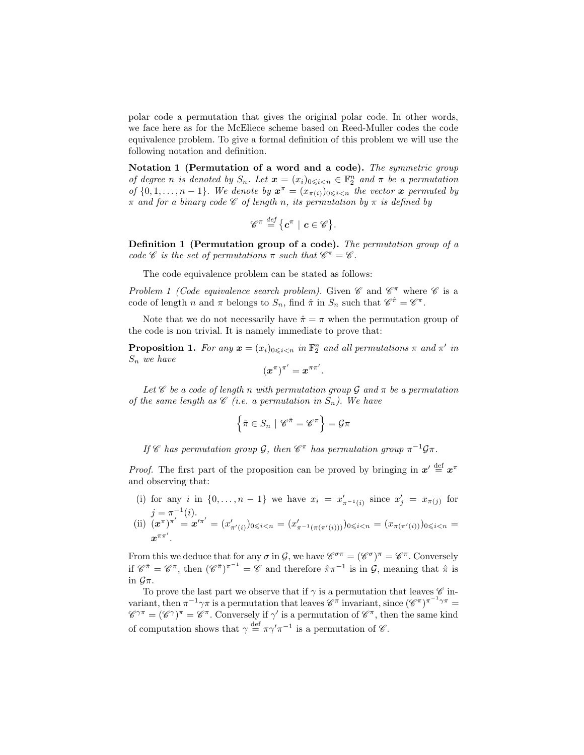polar code a permutation that gives the original polar code. In other words, we face here as for the McEliece scheme based on Reed-Muller codes the code equivalence problem. To give a formal definition of this problem we will use the following notation and definition.

**Notation 1 (Permutation of a word and a code).** *The symmetric group of degree $n$ is denoted by $S_n$. Let $\boldsymbol{x} = (x_i)_{0 \leqslant i < n} \in \mathbb{F}_2^n$ and $\pi$ be a permutation of $\{0, 1, \dots, n-1\}$. We denote by $\boldsymbol{x}^\pi = (x_{\pi(i)})_{0 \leqslant i < n}$ the vector $\boldsymbol{x}$ permuted by $\pi$ and for a binary code $\mathscr{C}$ of length $n$, its permutation by $\pi$ is defined by*

$$\mathscr{C}^\pi \stackrel{def}{=} \left\{ \boldsymbol{c}^\pi \mid \boldsymbol{c} \in \mathscr{C} \right\}.$$

**Definition 1 (Permutation group of a code).** *The permutation group of a code $\mathscr{C}$ is the set of permutations $\pi$ such that $\mathscr{C}^\pi = \mathscr{C}$.*

The code equivalence problem can be stated as follows:

*Problem 1 (Code equivalence search problem).* Given $\mathscr{C}$ and $\mathscr{C}^\pi$ where $\mathscr{C}$ is a code of length $n$ and $\pi$ belongs to $S_n$, find $\hat{\pi}$ in $S_n$ such that $\mathscr{C}^{\hat{\pi}} = \mathscr{C}^\pi$.

Note that we do not necessarily have $\hat{\pi} = \pi$ when the permutation group of the code is non trivial. It is namely immediate to prove that:

**Proposition 1.** *For any $\boldsymbol{x} = (x_i)_{0 \leqslant i < n}$ in $\mathbb{F}_2^n$ and all permutations $\pi$ and $\pi'$ in $S_n$ we have*

$$\left(\boldsymbol{x}^\pi\right)^{\pi'} = \boldsymbol{x}^{\pi\pi'}.$$

*Let $\mathscr{C}$ be a code of length $n$ with permutation group $\mathcal{G}$ and $\pi$ be a permutation of the same length as $\mathscr{C}$ (i.e. a permutation in $S_n$). We have*

$$\left\{ \hat{\pi} \in S_n \mid \mathscr{C}^{\hat{\pi}} = \mathscr{C}^\pi \right\} = \mathcal{G}\pi$$

*If $\mathscr{C}$ has permutation group $\mathcal{G}$, then $\mathscr{C}^\pi$ has permutation group $\pi^{-1}\mathcal{G}\pi$.*

*Proof.* The first part of the proposition can be proved by bringing in $\boldsymbol{x}' \stackrel{\text{def}}{=} \boldsymbol{x}^\pi$ and observing that:

(i) for any $i$ in $\{0, \dots, n-1\}$ we have $x_i = x'_{\pi^{-1}(i)}$ since $x'_j = x_{\pi(j)}$ for $j = \pi^{-1}(i)$.

(ii) $\left(\boldsymbol{x}^\pi\right)^{\pi'} = \boldsymbol{x}'^{\pi'} = (x'_{\pi'(i)})_{0 \leqslant i < n} = (x'_{\pi^{-1}(\pi(\pi'(i)))})_{0 \leqslant i < n} = (x_{\pi(\pi'(i))})_{0 \leqslant i < n} = \boldsymbol{x}^{\pi\pi'}$.

From this we deduce that for any $\sigma$ in $\mathcal{G}$, we have $\mathscr{C}^{\sigma\pi} = (\mathscr{C}^\sigma)^\pi = \mathscr{C}^\pi$. Conversely if $\mathscr{C}^{\hat{\pi}} = \mathscr{C}^\pi$, then $(\mathscr{C}^{\hat{\pi}})^{\pi^{-1}} = \mathscr{C}$ and therefore $\hat{\pi}\pi^{-1}$ is in $\mathcal{G}$, meaning that $\hat{\pi}$ is in $\mathcal{G}\pi$.

To prove the last part we observe that if $\gamma$ is a permutation that leaves $\mathscr{C}$ invariant, then $\pi^{-1}\gamma\pi$ is a permutation that leaves $\mathscr{C}^\pi$ invariant, since $(\mathscr{C}^\pi)^{\pi^{-1}\gamma\pi} = \mathscr{C}^{\gamma\pi} = (\mathscr{C}^\gamma)^\pi = \mathscr{C}^\pi$. Conversely if $\gamma'$ is a permutation of $\mathscr{C}^\pi$, then the same kind of computation shows that $\gamma \stackrel{\text{def}}{=} \pi\gamma'\pi^{-1}$ is a permutation of $\mathscr{C}$.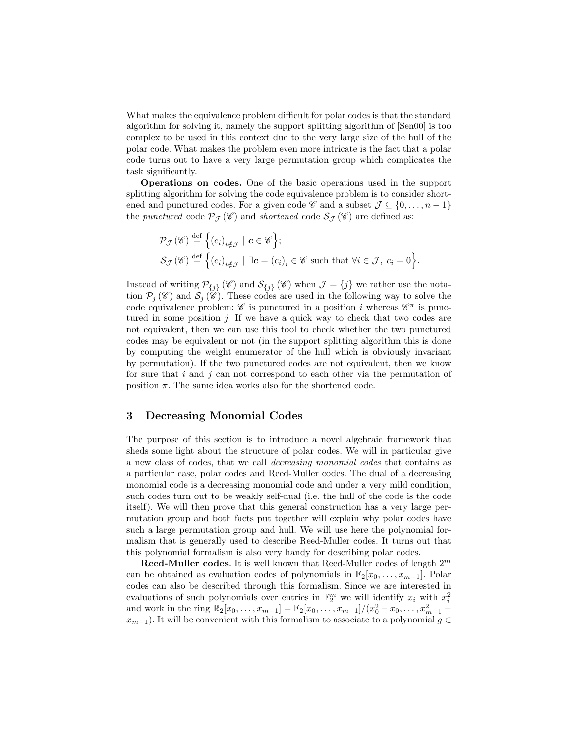What makes the equivalence problem difficult for polar codes is that the standard algorithm for solving it, namely the support splitting algorithm of [Sen00] is too complex to be used in this context due to the very large size of the hull of the polar code. What makes the problem even more intricate is the fact that a polar code turns out to have a very large permutation group which complicates the task significantly.

**Operations on codes.** One of the basic operations used in the support splitting algorithm for solving the code equivalence problem is to consider shortened and punctured codes. For a given code $\mathscr{C}$ and a subset $\mathcal{J} \subseteq \{0, \dots, n-1\}$ the *punctured* code $\mathcal{P}_{\mathcal{J}}(\mathscr{C})$ and *shortened* code $\mathcal{S}_{\mathcal{J}}(\mathscr{C})$ are defined as:

$$\mathcal{P}_{\mathcal{J}}(\mathscr{C}) \stackrel{\text{def}}{=} \Big\{ (c_i)_{i \notin \mathcal{J}} \mid \boldsymbol{c} \in \mathscr{C} \Big\};$$
$$\mathcal{S}_{\mathcal{J}}(\mathscr{C}) \stackrel{\text{def}}{=} \Big\{ (c_i)_{i \notin \mathcal{J}} \mid \exists \boldsymbol{c} = (c_i)_i \in \mathscr{C} \text{ such that } \forall i \in \mathcal{J},\ c_i = 0 \Big\}.$$

Instead of writing $\mathcal{P}_{\{j\}}(\mathscr{C})$ and $\mathcal{S}_{\{j\}}(\mathscr{C})$ when $\mathcal{J} = \{j\}$ we rather use the notation $\mathcal{P}_j(\mathscr{C})$ and $\mathcal{S}_j(\mathscr{C})$. These codes are used in the following way to solve the code equivalence problem: $\mathscr{C}$ is punctured in a position $i$ whereas $\mathscr{C}^\pi$ is punctured in some position $j$. If we have a quick way to check that two codes are not equivalent, then we can use this tool to check whether the two punctured codes may be equivalent or not (in the support splitting algorithm this is done by computing the weight enumerator of the hull which is obviously invariant by permutation). If the two punctured codes are not equivalent, then we know for sure that $i$ and $j$ can not correspond to each other via the permutation of position $\pi$. The same idea works also for the shortened code.

## 3 Decreasing Monomial Codes

The purpose of this section is to introduce a novel algebraic framework that sheds some light about the structure of polar codes. We will in particular give a new class of codes, that we call *decreasing monomial codes* that contains as a particular case, polar codes and Reed-Muller codes. The dual of a decreasing monomial code is a decreasing monomial code and under a very mild condition, such codes turn out to be weakly self-dual (i.e. the hull of the code is the code itself). We will then prove that this general construction has a very large permutation group and both facts put together will explain why polar codes have such a large permutation group and hull. We will use here the polynomial formalism that is generally used to describe Reed-Muller codes. It turns out that this polynomial formalism is also very handy for describing polar codes.

**Reed-Muller codes.** It is well known that Reed-Muller codes of length $2^m$ can be obtained as evaluation codes of polynomials in $\mathbb{F}_2[x_0, \dots, x_{m-1}]$. Polar codes can also be described through this formalism. Since we are interested in evaluations of such polynomials over entries in $\mathbb{F}_2^m$ we will identify $x_i$ with $x_i^2$ and work in the ring $\mathbb{R}_2[x_0, \dots, x_{m-1}] = \mathbb{F}_2[x_0, \dots, x_{m-1}]/(x_0^2 - x_0, \dots, x_{m-1}^2 - x_{m-1})$. It will be convenient with this formalism to associate to a polynomial $g \in$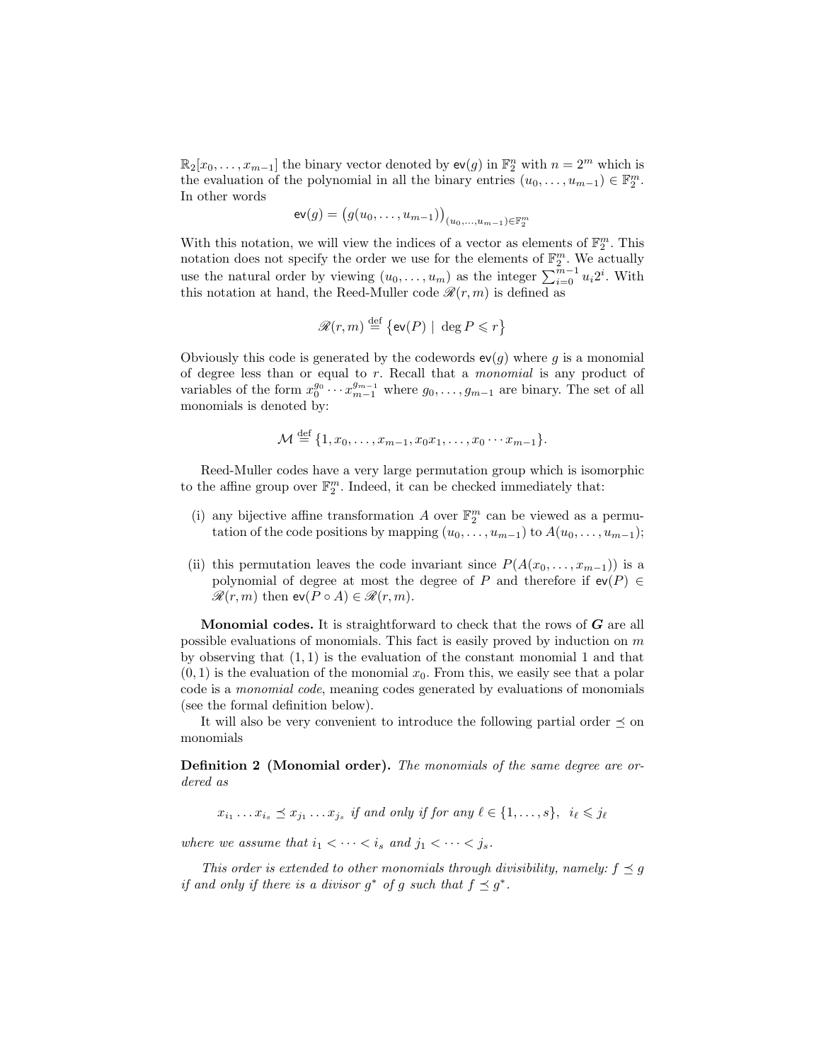$\mathbb{R}_2[x_0, \ldots, x_{m-1}]$ the binary vector denoted by $\mathsf{ev}(g)$ in $\mathbb{F}_2^n$ with $n = 2^m$ which is the evaluation of the polynomial in all the binary entries $(u_0, \ldots, u_{m-1}) \in \mathbb{F}_2^m$. In other words

$$\mathsf{ev}(g) = \big(g(u_0, \ldots, u_{m-1})\big)_{(u_0,\ldots,u_{m-1}) \in \mathbb{F}_2^m}$$

With this notation, we will view the indices of a vector as elements of $\mathbb{F}_2^m$. This notation does not specify the order we use for the elements of $\mathbb{F}_2^m$. We actually use the natural order by viewing $(u_0, \ldots, u_m)$ as the integer $\sum_{i=0}^{m-1} u_i 2^i$. With this notation at hand, the Reed-Muller code $\mathscr{R}(r, m)$ is defined as

$$\mathscr{R}(r, m) \stackrel{\text{def}}{=} \big\{\mathsf{ev}(P) \mid \deg P \leqslant r\big\}$$

Obviously this code is generated by the codewords $\mathsf{ev}(g)$ where $g$ is a monomial of degree less than or equal to $r$. Recall that a *monomial* is any product of variables of the form $x_0^{g_0} \cdots x_{m-1}^{g_{m-1}}$ where $g_0, \ldots, g_{m-1}$ are binary. The set of all monomials is denoted by:

$$\mathcal{M} \stackrel{\text{def}}{=} \{1, x_0, \ldots, x_{m-1}, x_0 x_1, \ldots, x_0 \cdots x_{m-1}\}.$$

Reed-Muller codes have a very large permutation group which is isomorphic to the affine group over $\mathbb{F}_2^m$. Indeed, it can be checked immediately that:

(i) any bijective affine transformation $A$ over $\mathbb{F}_2^m$ can be viewed as a permutation of the code positions by mapping $(u_0, \ldots, u_{m-1})$ to $A(u_0, \ldots, u_{m-1})$;

(ii) this permutation leaves the code invariant since $P(A(x_0, \ldots, x_{m-1}))$ is a polynomial of degree at most the degree of $P$ and therefore if $\mathsf{ev}(P) \in \mathscr{R}(r, m)$ then $\mathsf{ev}(P \circ A) \in \mathscr{R}(r, m)$.

**Monomial codes.** It is straightforward to check that the rows of $\boldsymbol{G}$ are all possible evaluations of monomials. This fact is easily proved by induction on $m$ by observing that $(1, 1)$ is the evaluation of the constant monomial 1 and that $(0, 1)$ is the evaluation of the monomial $x_0$. From this, we easily see that a polar code is a *monomial code*, meaning codes generated by evaluations of monomials (see the formal definition below).

It will also be very convenient to introduce the following partial order $\preceq$ on monomials

**Definition 2 (Monomial order).** *The monomials of the same degree are ordered as*

$$x_{i_1} \ldots x_{i_s} \preceq x_{j_1} \ldots x_{j_s} \text{ if and only if for any } \ell \in \{1, \ldots, s\},\ \ i_\ell \leqslant j_\ell$$

*where we assume that $i_1 < \cdots < i_s$ and $j_1 < \cdots < j_s$.*

*This order is extended to other monomials through divisibility, namely: $f \preceq g$ if and only if there is a divisor $g^*$ of $g$ such that $f \preceq g^*$.*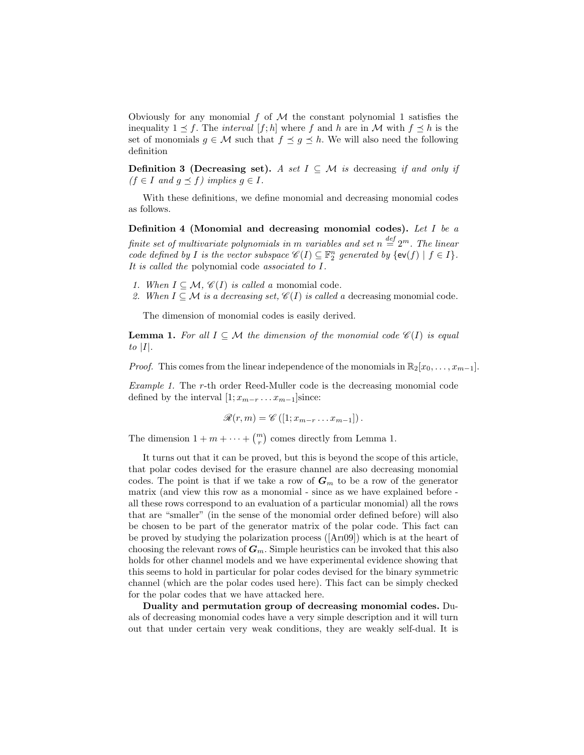Obviously for any monomial $f$ of $\mathcal{M}$ the constant polynomial 1 satisfies the inequality $1 \preceq f$. The *interval* $[f; h]$ where $f$ and $h$ are in $\mathcal{M}$ with $f \preceq h$ is the set of monomials $g \in \mathcal{M}$ such that $f \preceq g \preceq h$. We will also need the following definition

**Definition 3 (Decreasing set).** *A set $I \subseteq \mathcal{M}$ is* decreasing *if and only if ($f \in I$ and $g \preceq f$) implies $g \in I$.*

With these definitions, we define monomial and decreasing monomial codes as follows.

**Definition 4 (Monomial and decreasing monomial codes).** *Let $I$ be a finite set of multivariate polynomials in $m$ variables and set $n \stackrel{def}{=} 2^m$. The linear code defined by $I$ is the vector subspace $\mathscr{C}(I) \subseteq \mathbb{F}_2^n$ generated by $\{\mathsf{ev}(f) \mid f \in I\}$. It is called the* polynomial code *associated to $I$.*

1. *When $I \subseteq \mathcal{M}$, $\mathscr{C}(I)$ is called a* monomial code.
2. *When $I \subseteq \mathcal{M}$ is a decreasing set, $\mathscr{C}(I)$ is called a* decreasing monomial code.

The dimension of monomial codes is easily derived.

**Lemma 1.** *For all $I \subseteq \mathcal{M}$ the dimension of the monomial code $\mathscr{C}(I)$ is equal to $|I|$.*

*Proof.* This comes from the linear independence of the monomials in $\mathbb{R}_2[x_0, \ldots, x_{m-1}]$.

*Example 1.* The $r$-th order Reed-Muller code is the decreasing monomial code defined by the interval $[1; x_{m-r} \ldots x_{m-1}]$since:

$$\mathscr{R}(r, m) = \mathscr{C}\left([1; x_{m-r} \ldots x_{m-1}]\right).$$

The dimension $1 + m + \cdots + \binom{m}{r}$ comes directly from Lemma 1.

It turns out that it can be proved, but this is beyond the scope of this article, that polar codes devised for the erasure channel are also decreasing monomial codes. The point is that if we take a row of $\boldsymbol{G}_m$ to be a row of the generator matrix (and view this row as a monomial - since as we have explained before - all these rows correspond to an evaluation of a particular monomial) all the rows that are "smaller" (in the sense of the monomial order defined before) will also be chosen to be part of the generator matrix of the polar code. This fact can be proved by studying the polarization process ([Arı09]) which is at the heart of choosing the relevant rows of $\boldsymbol{G}_m$. Simple heuristics can be invoked that this also holds for other channel models and we have experimental evidence showing that this seems to hold in particular for polar codes devised for the binary symmetric channel (which are the polar codes used here). This fact can be simply checked for the polar codes that we have attacked here.

**Duality and permutation group of decreasing monomial codes.** Duals of decreasing monomial codes have a very simple description and it will turn out that under certain very weak conditions, they are weakly self-dual. It is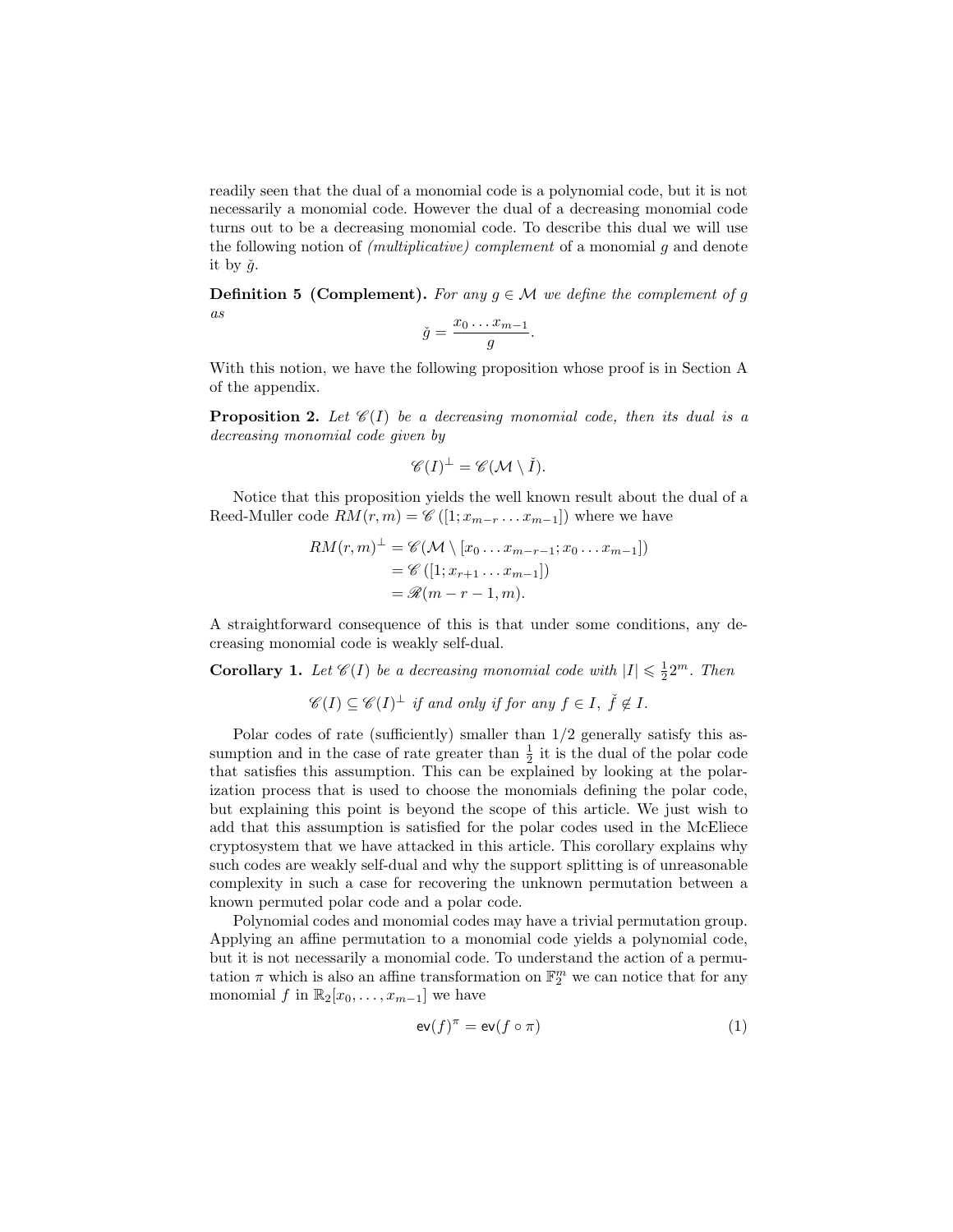readily seen that the dual of a monomial code is a polynomial code, but it is not necessarily a monomial code. However the dual of a decreasing monomial code turns out to be a decreasing monomial code. To describe this dual we will use the following notion of *(multiplicative) complement* of a monomial $g$ and denote it by $\check{g}$.

**Definition 5 (Complement).** *For any $g \in \mathcal{M}$ we define the complement of $g$ as*

$$\check{g} = \frac{x_0 \dots x_{m-1}}{g}.$$

With this notion, we have the following proposition whose proof is in Section A of the appendix.

**Proposition 2.** *Let $\mathscr{C}(I)$ be a decreasing monomial code, then its dual is a decreasing monomial code given by*

$$\mathscr{C}(I)^{\perp} = \mathscr{C}(\mathcal{M} \setminus \check{I}).$$

Notice that this proposition yields the well known result about the dual of a Reed-Muller code $RM(r, m) = \mathscr{C}\left([1; x_{m-r} \dots x_{m-1}]\right)$ where we have

$$\begin{aligned} RM(r, m)^{\perp} &= \mathscr{C}(\mathcal{M} \setminus [x_0 \dots x_{m-r-1}; x_0 \dots x_{m-1}]) \\ &= \mathscr{C}\left([1; x_{r+1} \dots x_{m-1}]\right) \\ &= \mathscr{R}(m - r - 1, m). \end{aligned}$$

A straightforward consequence of this is that under some conditions, any decreasing monomial code is weakly self-dual.

**Corollary 1.** *Let $\mathscr{C}(I)$ be a decreasing monomial code with $|I| \leqslant \frac{1}{2}2^m$. Then*

$$\mathscr{C}(I) \subseteq \mathscr{C}(I)^{\perp} \text{ if and only if for any } f \in I,\ \check{f} \notin I.$$

Polar codes of rate (sufficiently) smaller than $1/2$ generally satisfy this assumption and in the case of rate greater than $\frac{1}{2}$ it is the dual of the polar code that satisfies this assumption. This can be explained by looking at the polarization process that is used to choose the monomials defining the polar code, but explaining this point is beyond the scope of this article. We just wish to add that this assumption is satisfied for the polar codes used in the McEliece cryptosystem that we have attacked in this article. This corollary explains why such codes are weakly self-dual and why the support splitting is of unreasonable complexity in such a case for recovering the unknown permutation between a known permuted polar code and a polar code.

Polynomial codes and monomial codes may have a trivial permutation group. Applying an affine permutation to a monomial code yields a polynomial code, but it is not necessarily a monomial code. To understand the action of a permutation $\pi$ which is also an affine transformation on $\mathbb{F}_2^m$ we can notice that for any monomial $f$ in $\mathbb{R}_2[x_0, \dots, x_{m-1}]$ we have

$$\mathsf{ev}(f)^{\pi} = \mathsf{ev}(f \circ \pi) \tag{1}$$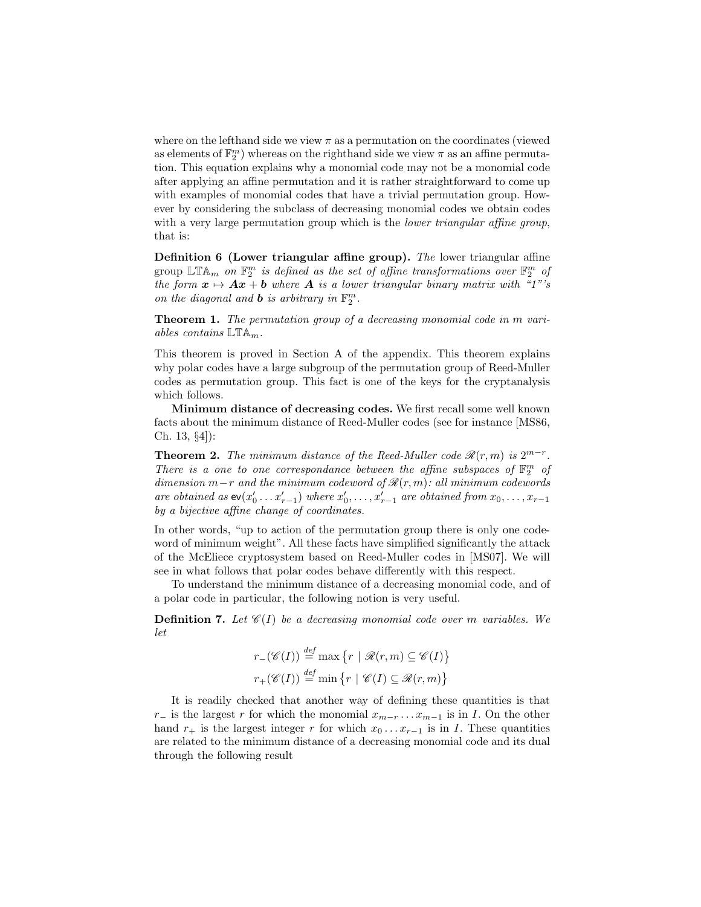where on the lefthand side we view $\pi$ as a permutation on the coordinates (viewed as elements of $\mathbb{F}_2^m$) whereas on the righthand side we view $\pi$ as an affine permutation. This equation explains why a monomial code may not be a monomial code after applying an affine permutation and it is rather straightforward to come up with examples of monomial codes that have a trivial permutation group. However by considering the subclass of decreasing monomial codes we obtain codes with a very large permutation group which is the *lower triangular affine group*, that is:

**Definition 6 (Lower triangular affine group).** *The* lower triangular affine group $\mathbb{LTA}_m$ *on* $\mathbb{F}_2^m$ *is defined as the set of affine transformations over* $\mathbb{F}_2^m$ *of the form* $\boldsymbol{x} \mapsto \boldsymbol{A}\boldsymbol{x} + \boldsymbol{b}$ *where* $\boldsymbol{A}$ *is a lower triangular binary matrix with "1"'s on the diagonal and* $\boldsymbol{b}$ *is arbitrary in* $\mathbb{F}_2^m$.

**Theorem 1.** *The permutation group of a decreasing monomial code in m variables contains* $\mathbb{LTA}_m$.

This theorem is proved in Section A of the appendix. This theorem explains why polar codes have a large subgroup of the permutation group of Reed-Muller codes as permutation group. This fact is one of the keys for the cryptanalysis which follows.

**Minimum distance of decreasing codes.** We first recall some well known facts about the minimum distance of Reed-Muller codes (see for instance [MS86, Ch. 13, §4]):

**Theorem 2.** *The minimum distance of the Reed-Muller code* $\mathscr{R}(r,m)$ *is* $2^{m-r}$. *There is a one to one correspondance between the affine subspaces of* $\mathbb{F}_2^m$ *of dimension* $m-r$ *and the minimum codeword of* $\mathscr{R}(r,m)$*: all minimum codewords are obtained as* $\mathsf{ev}(x'_0 \dots x'_{r-1})$ *where* $x'_0, \dots, x'_{r-1}$ *are obtained from* $x_0, \dots, x_{r-1}$ *by a bijective affine change of coordinates.*

In other words, "up to action of the permutation group there is only one codeword of minimum weight". All these facts have simplified significantly the attack of the McEliece cryptosystem based on Reed-Muller codes in [MS07]. We will see in what follows that polar codes behave differently with this respect.

To understand the minimum distance of a decreasing monomial code, and of a polar code in particular, the following notion is very useful.

**Definition 7.** *Let* $\mathscr{C}(I)$ *be a decreasing monomial code over m variables. We let*

$$r_-(\mathscr{C}(I)) \stackrel{def}{=} \max\left\{r \mid \mathscr{R}(r,m) \subseteq \mathscr{C}(I)\right\}$$

$$r_+(\mathscr{C}(I)) \stackrel{def}{=} \min\left\{r \mid \mathscr{C}(I) \subseteq \mathscr{R}(r,m)\right\}$$

It is readily checked that another way of defining these quantities is that $r_-$ is the largest $r$ for which the monomial $x_{m-r} \dots x_{m-1}$ is in $I$. On the other hand $r_+$ is the largest integer $r$ for which $x_0 \dots x_{r-1}$ is in $I$. These quantities are related to the minimum distance of a decreasing monomial code and its dual through the following result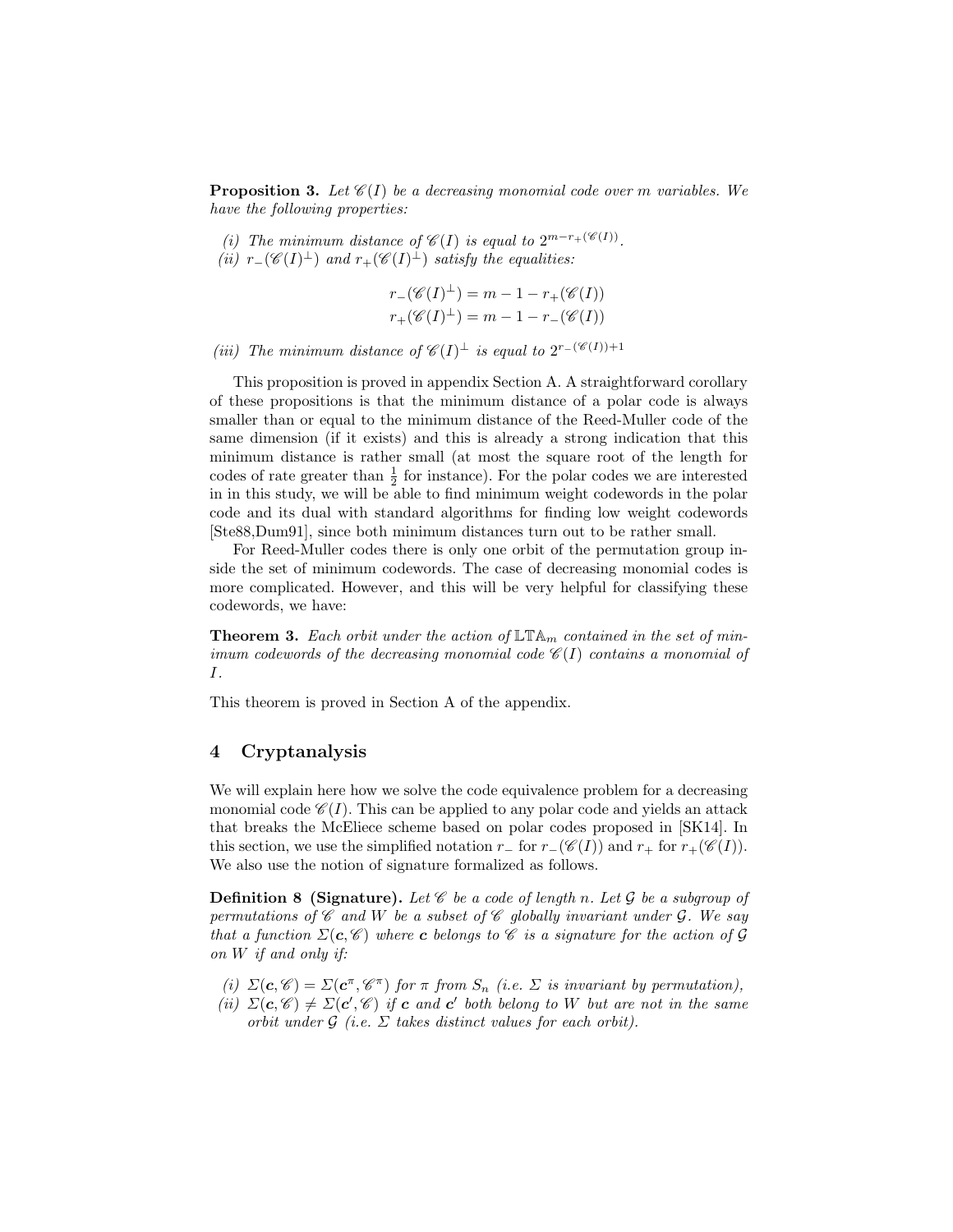**Proposition 3.** *Let $\mathscr{C}(I)$ be a decreasing monomial code over $m$ variables. We have the following properties:*

*(i) The minimum distance of $\mathscr{C}(I)$ is equal to $2^{m-r_+(\mathscr{C}(I))}$.*
*(ii) $r_-(\mathscr{C}(I)^\perp)$ and $r_+(\mathscr{C}(I)^\perp)$ satisfy the equalities:*

$$r_-(\mathscr{C}(I)^\perp) = m - 1 - r_+(\mathscr{C}(I))$$
$$r_+(\mathscr{C}(I)^\perp) = m - 1 - r_-(\mathscr{C}(I))$$

*(iii) The minimum distance of $\mathscr{C}(I)^\perp$ is equal to $2^{r_-(\mathscr{C}(I))+1}$*

This proposition is proved in appendix Section A. A straightforward corollary of these propositions is that the minimum distance of a polar code is always smaller than or equal to the minimum distance of the Reed-Muller code of the same dimension (if it exists) and this is already a strong indication that this minimum distance is rather small (at most the square root of the length for codes of rate greater than $\frac{1}{2}$ for instance). For the polar codes we are interested in in this study, we will be able to find minimum weight codewords in the polar code and its dual with standard algorithms for finding low weight codewords [Ste88,Dum91], since both minimum distances turn out to be rather small.

For Reed-Muller codes there is only one orbit of the permutation group inside the set of minimum codewords. The case of decreasing monomial codes is more complicated. However, and this will be very helpful for classifying these codewords, we have:

**Theorem 3.** *Each orbit under the action of $\mathbb{LTA}_m$ contained in the set of minimum codewords of the decreasing monomial code $\mathscr{C}(I)$ contains a monomial of $I$.*

This theorem is proved in Section A of the appendix.

## 4 Cryptanalysis

We will explain here how we solve the code equivalence problem for a decreasing monomial code $\mathscr{C}(I)$. This can be applied to any polar code and yields an attack that breaks the McEliece scheme based on polar codes proposed in [SK14]. In this section, we use the simplified notation $r_-$ for $r_-(\mathscr{C}(I))$ and $r_+$ for $r_+(\mathscr{C}(I))$. We also use the notion of signature formalized as follows.

**Definition 8 (Signature).** *Let $\mathscr{C}$ be a code of length $n$. Let $\mathcal{G}$ be a subgroup of permutations of $\mathscr{C}$ and $W$ be a subset of $\mathscr{C}$ globally invariant under $\mathcal{G}$. We say that a function $\Sigma(\mathbf{c}, \mathscr{C})$ where $\mathbf{c}$ belongs to $\mathscr{C}$ is a signature for the action of $\mathcal{G}$ on $W$ if and only if:*

*(i) $\Sigma(\mathbf{c}, \mathscr{C}) = \Sigma(\mathbf{c}^\pi, \mathscr{C}^\pi)$ for $\pi$ from $S_n$ (i.e. $\Sigma$ is invariant by permutation),*
*(ii) $\Sigma(\mathbf{c}, \mathscr{C}) \neq \Sigma(\mathbf{c}', \mathscr{C})$ if $\mathbf{c}$ and $\mathbf{c}'$ both belong to $W$ but are not in the same orbit under $\mathcal{G}$ (i.e. $\Sigma$ takes distinct values for each orbit).*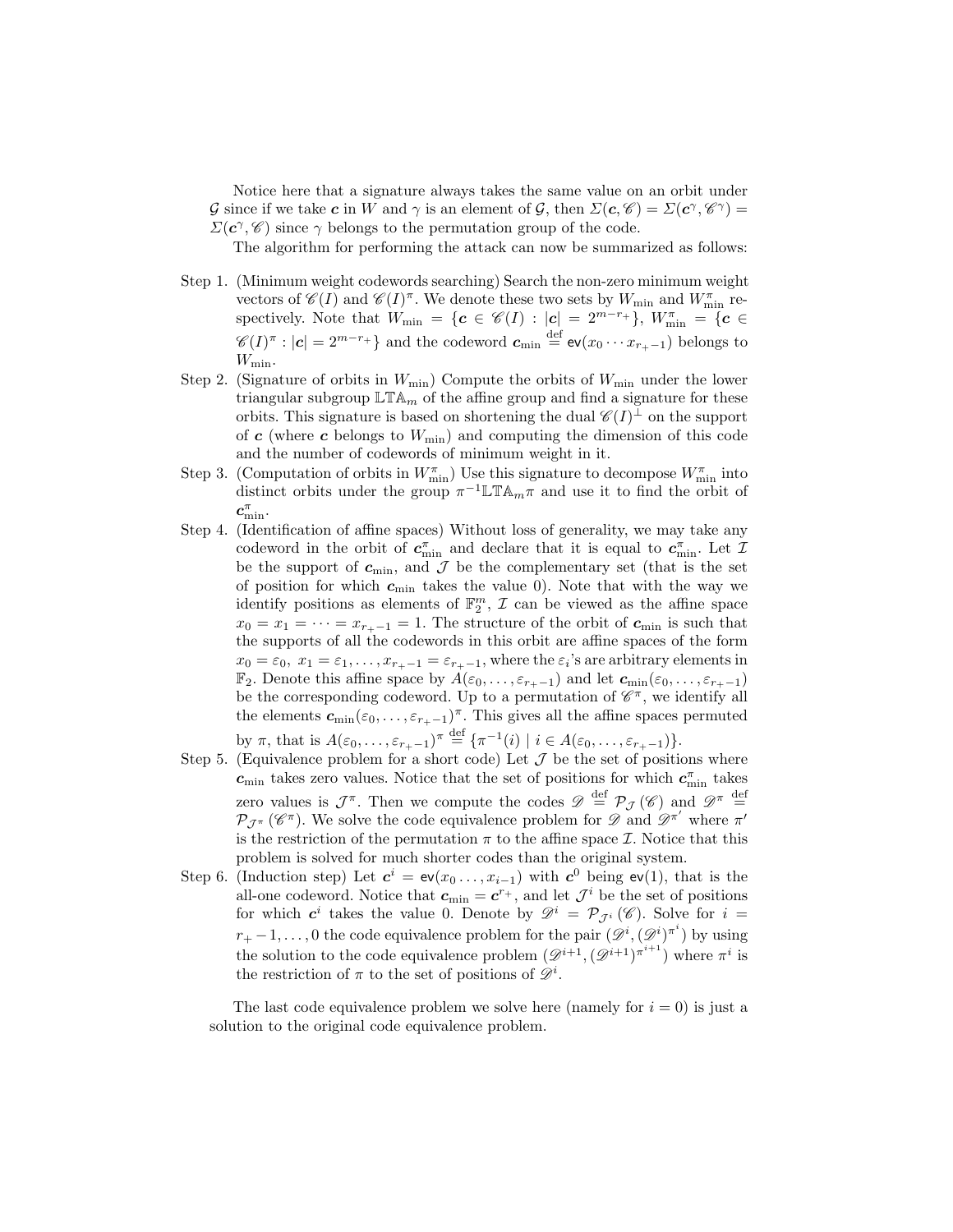Notice here that a signature always takes the same value on an orbit under $\mathcal{G}$ since if we take $\boldsymbol{c}$ in $W$ and $\gamma$ is an element of $\mathcal{G}$, then $\Sigma(\boldsymbol{c}, \mathscr{C}) = \Sigma(\boldsymbol{c}^\gamma, \mathscr{C}^\gamma) = \Sigma(\boldsymbol{c}^\gamma, \mathscr{C})$ since $\gamma$ belongs to the permutation group of the code.

The algorithm for performing the attack can now be summarized as follows:

Step 1. (Minimum weight codewords searching) Search the non-zero minimum weight vectors of $\mathscr{C}(I)$ and $\mathscr{C}(I)^\pi$. We denote these two sets by $W_{\min}$ and $W_{\min}^\pi$ respectively. Note that $W_{\min} = \{\boldsymbol{c} \in \mathscr{C}(I) : |\boldsymbol{c}| = 2^{m-r_+}\}$, $W_{\min}^\pi = \{\boldsymbol{c} \in \mathscr{C}(I)^\pi : |\boldsymbol{c}| = 2^{m-r_+}\}$ and the codeword $\boldsymbol{c}_{\min} \stackrel{\text{def}}{=} \mathsf{ev}(x_0 \cdots x_{r_+-1})$ belongs to $W_{\min}$.

Step 2. (Signature of orbits in $W_{\min}$) Compute the orbits of $W_{\min}$ under the lower triangular subgroup $\mathbb{LTA}_m$ of the affine group and find a signature for these orbits. This signature is based on shortening the dual $\mathscr{C}(I)^\perp$ on the support of $\boldsymbol{c}$ (where $\boldsymbol{c}$ belongs to $W_{\min}$) and computing the dimension of this code and the number of codewords of minimum weight in it.

Step 3. (Computation of orbits in $W_{\min}^\pi$) Use this signature to decompose $W_{\min}^\pi$ into distinct orbits under the group $\pi^{-1}\mathbb{LTA}_m\pi$ and use it to find the orbit of $\boldsymbol{c}_{\min}^\pi$.

Step 4. (Identification of affine spaces) Without loss of generality, we may take any codeword in the orbit of $\boldsymbol{c}_{\min}^\pi$ and declare that it is equal to $\boldsymbol{c}_{\min}^\pi$. Let $\mathcal{I}$ be the support of $\boldsymbol{c}_{\min}$, and $\mathcal{J}$ be the complementary set (that is the set of position for which $\boldsymbol{c}_{\min}$ takes the value 0). Note that with the way we identify positions as elements of $\mathbb{F}_2^m$, $\mathcal{I}$ can be viewed as the affine space $x_0 = x_1 = \cdots = x_{r_+-1} = 1$. The structure of the orbit of $\boldsymbol{c}_{\min}$ is such that the supports of all the codewords in this orbit are affine spaces of the form $x_0 = \varepsilon_0,\ x_1 = \varepsilon_1, \ldots, x_{r_+-1} = \varepsilon_{r_+-1}$, where the $\varepsilon_i$'s are arbitrary elements in $\mathbb{F}_2$. Denote this affine space by $A(\varepsilon_0, \ldots, \varepsilon_{r_+-1})$ and let $\boldsymbol{c}_{\min}(\varepsilon_0, \ldots, \varepsilon_{r_+-1})$ be the corresponding codeword. Up to a permutation of $\mathscr{C}^\pi$, we identify all the elements $\boldsymbol{c}_{\min}(\varepsilon_0, \ldots, \varepsilon_{r_+-1})^\pi$. This gives all the affine spaces permuted by $\pi$, that is $A(\varepsilon_0, \ldots, \varepsilon_{r_+-1})^\pi \stackrel{\text{def}}{=} \{\pi^{-1}(i) \mid i \in A(\varepsilon_0, \ldots, \varepsilon_{r_+-1})\}$.

Step 5. (Equivalence problem for a short code) Let $\mathcal{J}$ be the set of positions where $\boldsymbol{c}_{\min}$ takes zero values. Notice that the set of positions for which $\boldsymbol{c}_{\min}^\pi$ takes zero values is $\mathcal{J}^\pi$. Then we compute the codes $\mathscr{D} \stackrel{\text{def}}{=} \mathcal{P}_{\mathcal{J}}(\mathscr{C})$ and $\mathscr{D}^\pi \stackrel{\text{def}}{=} \mathcal{P}_{\mathcal{J}^\pi}(\mathscr{C}^\pi)$. We solve the code equivalence problem for $\mathscr{D}$ and $\mathscr{D}^{\pi'}$ where $\pi'$ is the restriction of the permutation $\pi$ to the affine space $\mathcal{I}$. Notice that this problem is solved for much shorter codes than the original system.

Step 6. (Induction step) Let $\boldsymbol{c}^i = \mathsf{ev}(x_0 \ldots, x_{i-1})$ with $\boldsymbol{c}^0$ being $\mathsf{ev}(1)$, that is the all-one codeword. Notice that $\boldsymbol{c}_{\min} = \boldsymbol{c}^{r_+}$, and let $\mathcal{J}^i$ be the set of positions for which $\boldsymbol{c}^i$ takes the value 0. Denote by $\mathscr{D}^i = \mathcal{P}_{\mathcal{J}^i}(\mathscr{C})$. Solve for $i = r_+ - 1, \ldots, 0$ the code equivalence problem for the pair $(\mathscr{D}^i, (\mathscr{D}^i)^{\pi^i})$ by using the solution to the code equivalence problem $(\mathscr{D}^{i+1}, (\mathscr{D}^{i+1})^{\pi^{i+1}})$ where $\pi^i$ is the restriction of $\pi$ to the set of positions of $\mathscr{D}^i$.

The last code equivalence problem we solve here (namely for $i = 0$) is just a solution to the original code equivalence problem.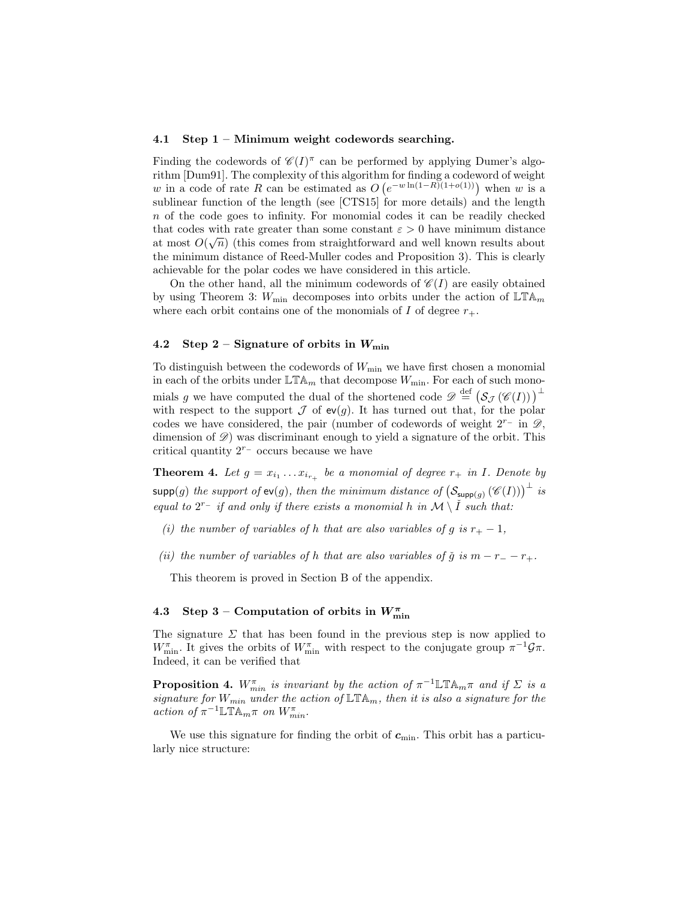### 4.1 Step 1 – Minimum weight codewords searching.

Finding the codewords of $\mathscr{C}(I)^\pi$ can be performed by applying Dumer's algorithm [Dum91]. The complexity of this algorithm for finding a codeword of weight $w$ in a code of rate $R$ can be estimated as $O\left(e^{-w \ln(1-R)(1+o(1))}\right)$ when $w$ is a sublinear function of the length (see [CTS15] for more details) and the length $n$ of the code goes to infinity. For monomial codes it can be readily checked that codes with rate greater than some constant $\varepsilon > 0$ have minimum distance at most $O(\sqrt{n})$ (this comes from straightforward and well known results about the minimum distance of Reed-Muller codes and Proposition 3). This is clearly achievable for the polar codes we have considered in this article.

On the other hand, all the minimum codewords of $\mathscr{C}(I)$ are easily obtained by using Theorem 3: $W_{\min}$ decomposes into orbits under the action of $\mathbb{LTA}_m$ where each orbit contains one of the monomials of $I$ of degree $r_+$.

### 4.2 Step 2 – Signature of orbits in $W_{\min}$

To distinguish between the codewords of $W_{\min}$ we have first chosen a monomial in each of the orbits under $\mathbb{LTA}_m$ that decompose $W_{\min}$. For each of such monomials $g$ we have computed the dual of the shortened code $\mathscr{D} \stackrel{\text{def}}{=} \left(\mathcal{S}_{\mathcal{J}}\left(\mathscr{C}(I)\right)\right)^\perp$ with respect to the support $\mathcal{J}$ of $\mathsf{ev}(g)$. It has turned out that, for the polar codes we have considered, the pair (number of codewords of weight $2^{r_-}$ in $\mathscr{D}$, dimension of $\mathscr{D}$) was discriminant enough to yield a signature of the orbit. This critical quantity $2^{r_-}$ occurs because we have

**Theorem 4.** *Let $g = x_{i_1} \dots x_{i_{r_+}}$ be a monomial of degree $r_+$ in $I$. Denote by $\mathsf{supp}(g)$ the support of $\mathsf{ev}(g)$, then the minimum distance of $\left(\mathcal{S}_{\mathsf{supp}(g)}\left(\mathscr{C}(I)\right)\right)^\perp$ is equal to $2^{r_-}$ if and only if there exists a monomial $h$ in $\mathcal{M} \setminus \check{I}$ such that:*

*(i) the number of variables of $h$ that are also variables of $g$ is $r_+ - 1$,*

*(ii) the number of variables of $h$ that are also variables of $\check{g}$ is $m - r_- - r_+$.*

This theorem is proved in Section B of the appendix.

### 4.3 Step 3 – Computation of orbits in $W^\pi_{\min}$

The signature $\Sigma$ that has been found in the previous step is now applied to $W^\pi_{\min}$. It gives the orbits of $W^\pi_{\min}$ with respect to the conjugate group $\pi^{-1}\mathcal{G}\pi$. Indeed, it can be verified that

**Proposition 4.** *$W^\pi_{min}$ is invariant by the action of $\pi^{-1}\mathbb{LTA}_m\pi$ and if $\Sigma$ is a signature for $W_{min}$ under the action of $\mathbb{LTA}_m$, then it is also a signature for the action of $\pi^{-1}\mathbb{LTA}_m\pi$ on $W^\pi_{min}$.*

We use this signature for finding the orbit of $\boldsymbol{c}_{\min}$. This orbit has a particularly nice structure: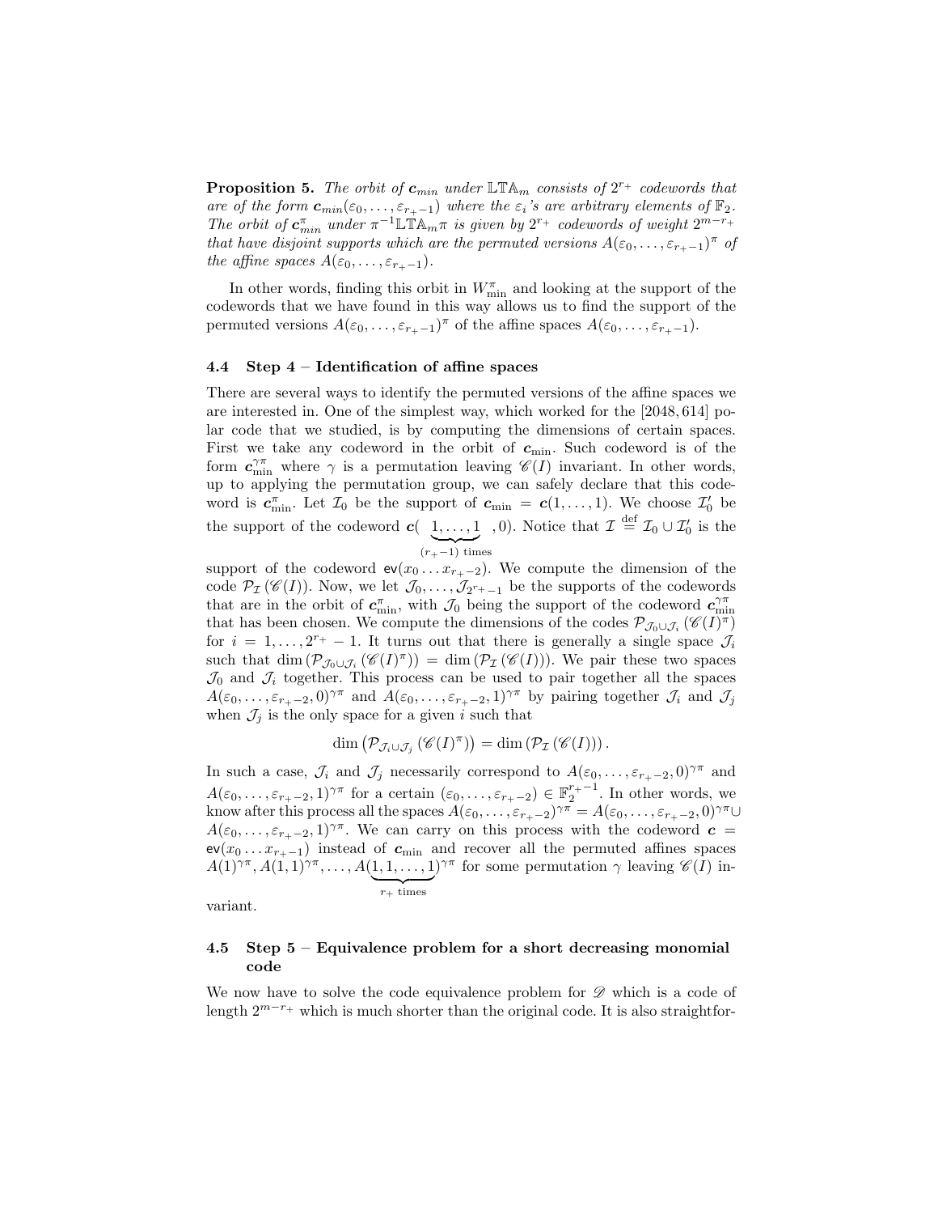**Proposition 5.** *The orbit of $\boldsymbol{c}_{min}$ under $\mathbb{LTA}_m$ consists of $2^{r_+}$ codewords that are of the form $\boldsymbol{c}_{min}(\varepsilon_0, \dots, \varepsilon_{r_+-1})$ where the $\varepsilon_i$'s are arbitrary elements of $\mathbb{F}_2$. The orbit of $\boldsymbol{c}^{\pi}_{min}$ under $\pi^{-1}\mathbb{LTA}_m\pi$ is given by $2^{r_+}$ codewords of weight $2^{m-r_+}$ that have disjoint supports which are the permuted versions $A(\varepsilon_0, \dots, \varepsilon_{r_+-1})^{\pi}$ of the affine spaces $A(\varepsilon_0, \dots, \varepsilon_{r_+-1})$.*

In other words, finding this orbit in $W^{\pi}_{\min}$ and looking at the support of the codewords that we have found in this way allows us to find the support of the permuted versions $A(\varepsilon_0, \dots, \varepsilon_{r_+-1})^{\pi}$ of the affine spaces $A(\varepsilon_0, \dots, \varepsilon_{r_+-1})$.

### 4.4 Step 4 – Identification of affine spaces

There are several ways to identify the permuted versions of the affine spaces we are interested in. One of the simplest way, which worked for the $[2048, 614]$ polar code that we studied, is by computing the dimensions of certain spaces. First we take any codeword in the orbit of $\boldsymbol{c}_{\min}$. Such codeword is of the form $\boldsymbol{c}^{\gamma\pi}_{\min}$ where $\gamma$ is a permutation leaving $\mathscr{C}(I)$ invariant. In other words, up to applying the permutation group, we can safely declare that this codeword is $\boldsymbol{c}^{\pi}_{\min}$. Let $\mathcal{I}_0$ be the support of $\boldsymbol{c}_{\min} = \boldsymbol{c}(1, \dots, 1)$. We choose $\mathcal{I}'_0$ be the support of the codeword $\boldsymbol{c}(\underbrace{1, \dots, 1}_{(r_+-1) \text{ times}}, 0)$. Notice that $\mathcal{I} \stackrel{\text{def}}{=} \mathcal{I}_0 \cup \mathcal{I}'_0$ is the support of the codeword $\mathsf{ev}(x_0 \dots x_{r_+-2})$. We compute the dimension of the code $\mathcal{P}_{\mathcal{I}}(\mathscr{C}(I))$. Now, we let $\mathcal{J}_0, \dots, \mathcal{J}_{2^{r_+}-1}$ be the supports of the codewords that are in the orbit of $\boldsymbol{c}^{\pi}_{\min}$, with $\mathcal{J}_0$ being the support of the codeword $\boldsymbol{c}^{\gamma\pi}_{\min}$ that has been chosen. We compute the dimensions of the codes $\mathcal{P}_{\mathcal{J}_0 \cup \mathcal{J}_i}(\mathscr{C}(I)^{\pi})$ for $i = 1, \dots, 2^{r_+} - 1$. It turns out that there is generally a single space $\mathcal{J}_i$ such that $\dim(\mathcal{P}_{\mathcal{J}_0 \cup \mathcal{J}_i}(\mathscr{C}(I)^{\pi})) = \dim(\mathcal{P}_{\mathcal{I}}(\mathscr{C}(I)))$. We pair these two spaces $\mathcal{J}_0$ and $\mathcal{J}_i$ together. This process can be used to pair together all the spaces $A(\varepsilon_0, \dots, \varepsilon_{r_+-2}, 0)^{\gamma\pi}$ and $A(\varepsilon_0, \dots, \varepsilon_{r_+-2}, 1)^{\gamma\pi}$ by pairing together $\mathcal{J}_i$ and $\mathcal{J}_j$ when $\mathcal{J}_j$ is the only space for a given $i$ such that

$$\dim\left(\mathcal{P}_{\mathcal{J}_i \cup \mathcal{J}_j}(\mathscr{C}(I)^{\pi})\right) = \dim\left(\mathcal{P}_{\mathcal{I}}(\mathscr{C}(I))\right).$$

In such a case, $\mathcal{J}_i$ and $\mathcal{J}_j$ necessarily correspond to $A(\varepsilon_0, \dots, \varepsilon_{r_+-2}, 0)^{\gamma\pi}$ and $A(\varepsilon_0, \dots, \varepsilon_{r_+-2}, 1)^{\gamma\pi}$ for a certain $(\varepsilon_0, \dots, \varepsilon_{r_+-2}) \in \mathbb{F}_2^{r_+-1}$. In other words, we know after this process all the spaces $A(\varepsilon_0, \dots, \varepsilon_{r_+-2})^{\gamma\pi} = A(\varepsilon_0, \dots, \varepsilon_{r_+-2}, 0)^{\gamma\pi} \cup A(\varepsilon_0, \dots, \varepsilon_{r_+-2}, 1)^{\gamma\pi}$. We can carry on this process with the codeword $\boldsymbol{c} = \mathsf{ev}(x_0 \dots x_{r_+-1})$ instead of $\boldsymbol{c}_{\min}$ and recover all the permuted affines spaces $A(1)^{\gamma\pi}, A(1,1)^{\gamma\pi}, \dots, A(\underbrace{1, 1, \dots, 1}_{r_+ \text{ times}})^{\gamma\pi}$ for some permutation $\gamma$ leaving $\mathscr{C}(I)$ invariant.

### 4.5 Step 5 – Equivalence problem for a short decreasing monomial code

We now have to solve the code equivalence problem for $\mathscr{D}$ which is a code of length $2^{m-r_+}$ which is much shorter than the original code. It is also straightfor-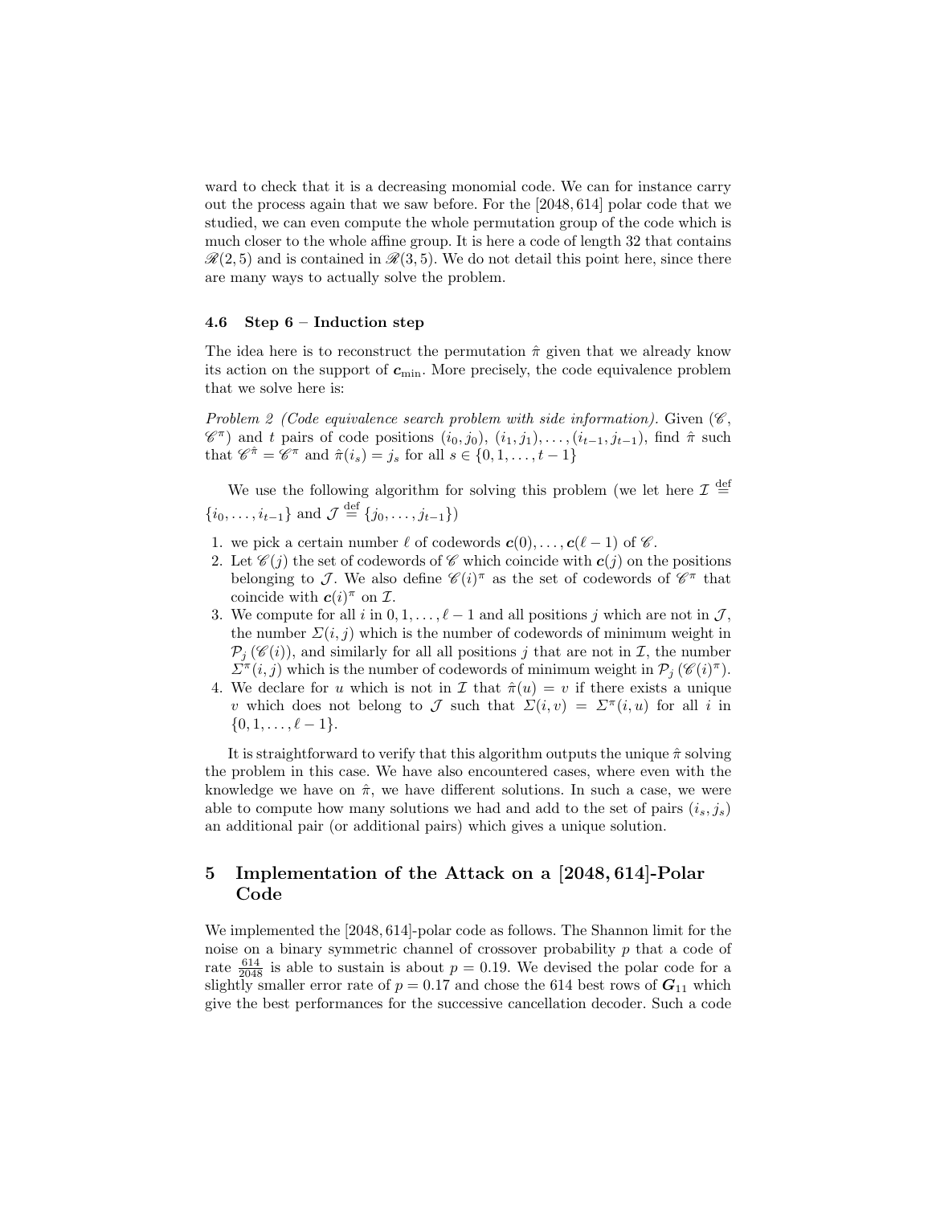ward to check that it is a decreasing monomial code. We can for instance carry out the process again that we saw before. For the $[2048, 614]$ polar code that we studied, we can even compute the whole permutation group of the code which is much closer to the whole affine group. It is here a code of length 32 that contains $\mathscr{R}(2,5)$ and is contained in $\mathscr{R}(3,5)$. We do not detail this point here, since there are many ways to actually solve the problem.

### 4.6 Step 6 – Induction step

The idea here is to reconstruct the permutation $\hat{\pi}$ given that we already know its action on the support of $\boldsymbol{c}_{\min}$. More precisely, the code equivalence problem that we solve here is:

*Problem 2 (Code equivalence search problem with side information).* Given ($\mathscr{C}$, $\mathscr{C}^{\pi}$) and $t$ pairs of code positions $(i_0, j_0)$, $(i_1, j_1), \dots, (i_{t-1}, j_{t-1})$, find $\hat{\pi}$ such that $\mathscr{C}^{\hat{\pi}} = \mathscr{C}^{\pi}$ and $\hat{\pi}(i_s) = j_s$ for all $s \in \{0, 1, \dots, t-1\}$

We use the following algorithm for solving this problem (we let here $\mathcal{I} \stackrel{\text{def}}{=} \{i_0, \dots, i_{t-1}\}$ and $\mathcal{J} \stackrel{\text{def}}{=} \{j_0, \dots, j_{t-1}\}$)

1. we pick a certain number $\ell$ of codewords $\boldsymbol{c}(0), \dots, \boldsymbol{c}(\ell-1)$ of $\mathscr{C}$.
2. Let $\mathscr{C}(j)$ the set of codewords of $\mathscr{C}$ which coincide with $\boldsymbol{c}(j)$ on the positions belonging to $\mathcal{J}$. We also define $\mathscr{C}(i)^{\pi}$ as the set of codewords of $\mathscr{C}^{\pi}$ that coincide with $\boldsymbol{c}(i)^{\pi}$ on $\mathcal{I}$.
3. We compute for all $i$ in $0, 1, \dots, \ell-1$ and all positions $j$ which are not in $\mathcal{J}$, the number $\Sigma(i,j)$ which is the number of codewords of minimum weight in $\mathcal{P}_j(\mathscr{C}(i))$, and similarly for all all positions $j$ that are not in $\mathcal{I}$, the number $\Sigma^{\pi}(i,j)$ which is the number of codewords of minimum weight in $\mathcal{P}_j(\mathscr{C}(i)^{\pi})$.
4. We declare for $u$ which is not in $\mathcal{I}$ that $\hat{\pi}(u) = v$ if there exists a unique $v$ which does not belong to $\mathcal{J}$ such that $\Sigma(i,v) = \Sigma^{\pi}(i,u)$ for all $i$ in $\{0, 1, \dots, \ell-1\}$.

It is straightforward to verify that this algorithm outputs the unique $\hat{\pi}$ solving the problem in this case. We have also encountered cases, where even with the knowledge we have on $\hat{\pi}$, we have different solutions. In such a case, we were able to compute how many solutions we had and add to the set of pairs $(i_s, j_s)$ an additional pair (or additional pairs) which gives a unique solution.

## 5 Implementation of the Attack on a $[2048, 614]$-Polar Code

We implemented the $[2048, 614]$-polar code as follows. The Shannon limit for the noise on a binary symmetric channel of crossover probability $p$ that a code of rate $\frac{614}{2048}$ is able to sustain is about $p = 0.19$. We devised the polar code for a slightly smaller error rate of $p = 0.17$ and chose the 614 best rows of $\boldsymbol{G}_{11}$ which give the best performances for the successive cancellation decoder. Such a code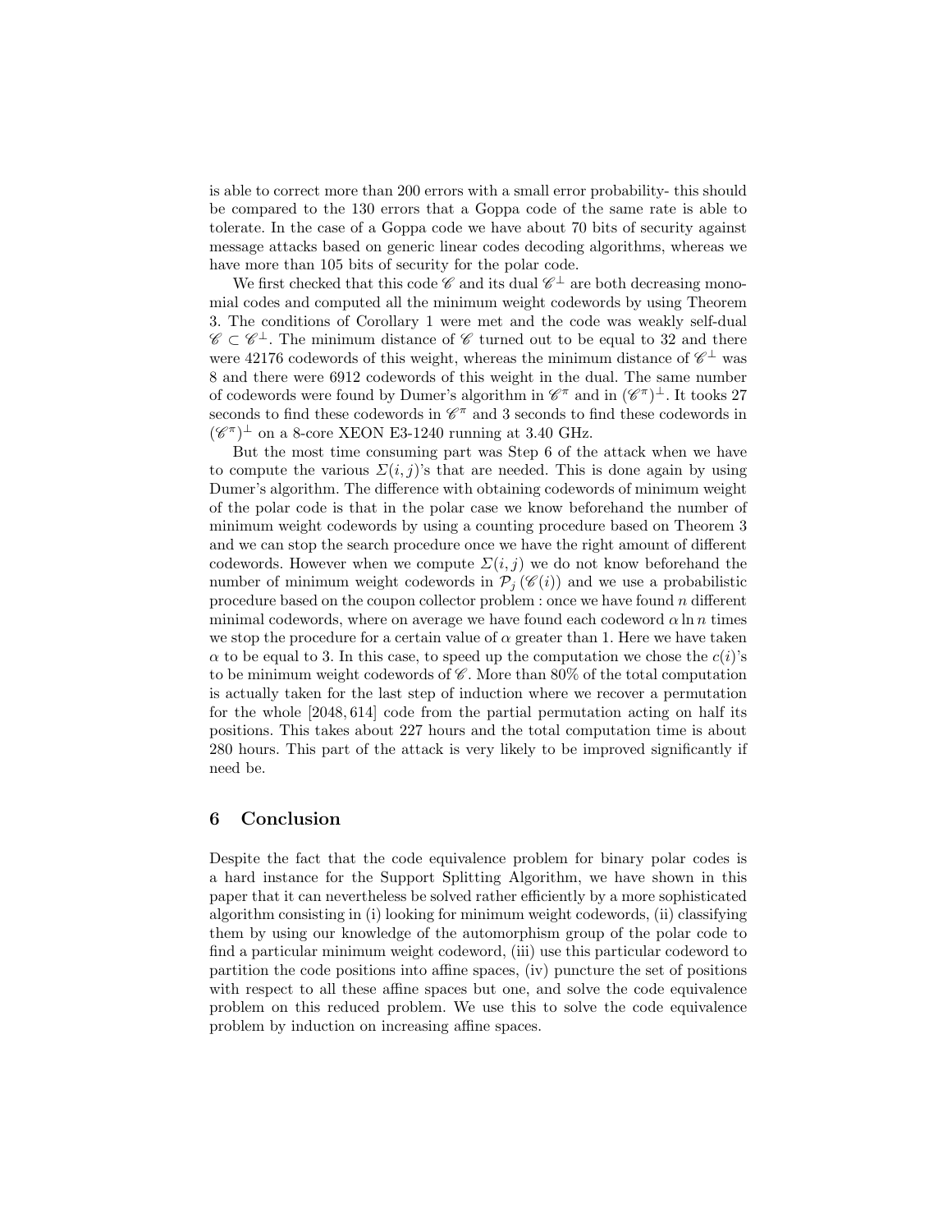is able to correct more than 200 errors with a small error probability- this should be compared to the 130 errors that a Goppa code of the same rate is able to tolerate. In the case of a Goppa code we have about 70 bits of security against message attacks based on generic linear codes decoding algorithms, whereas we have more than 105 bits of security for the polar code.

We first checked that this code $\mathscr{C}$ and its dual $\mathscr{C}^\perp$ are both decreasing monomial codes and computed all the minimum weight codewords by using Theorem 3. The conditions of Corollary 1 were met and the code was weakly self-dual $\mathscr{C} \subset \mathscr{C}^\perp$. The minimum distance of $\mathscr{C}$ turned out to be equal to 32 and there were 42176 codewords of this weight, whereas the minimum distance of $\mathscr{C}^\perp$ was 8 and there were 6912 codewords of this weight in the dual. The same number of codewords were found by Dumer's algorithm in $\mathscr{C}^\pi$ and in $(\mathscr{C}^\pi)^\perp$. It tooks 27 seconds to find these codewords in $\mathscr{C}^\pi$ and 3 seconds to find these codewords in $(\mathscr{C}^\pi)^\perp$ on a 8-core XEON E3-1240 running at 3.40 GHz.

But the most time consuming part was Step 6 of the attack when we have to compute the various $\Sigma(i,j)$'s that are needed. This is done again by using Dumer's algorithm. The difference with obtaining codewords of minimum weight of the polar code is that in the polar case we know beforehand the number of minimum weight codewords by using a counting procedure based on Theorem 3 and we can stop the search procedure once we have the right amount of different codewords. However when we compute $\Sigma(i,j)$ we do not know beforehand the number of minimum weight codewords in $\mathcal{P}_j(\mathscr{C}(i))$ and we use a probabilistic procedure based on the coupon collector problem : once we have found $n$ different minimal codewords, where on average we have found each codeword $\alpha \ln n$ times we stop the procedure for a certain value of $\alpha$ greater than 1. Here we have taken $\alpha$ to be equal to 3. In this case, to speed up the computation we chose the $c(i)$'s to be minimum weight codewords of $\mathscr{C}$. More than 80% of the total computation is actually taken for the last step of induction where we recover a permutation for the whole $[2048, 614]$ code from the partial permutation acting on half its positions. This takes about 227 hours and the total computation time is about 280 hours. This part of the attack is very likely to be improved significantly if need be.

## 6 Conclusion

Despite the fact that the code equivalence problem for binary polar codes is a hard instance for the Support Splitting Algorithm, we have shown in this paper that it can nevertheless be solved rather efficiently by a more sophisticated algorithm consisting in (i) looking for minimum weight codewords, (ii) classifying them by using our knowledge of the automorphism group of the polar code to find a particular minimum weight codeword, (iii) use this particular codeword to partition the code positions into affine spaces, (iv) puncture the set of positions with respect to all these affine spaces but one, and solve the code equivalence problem on this reduced problem. We use this to solve the code equivalence problem by induction on increasing affine spaces.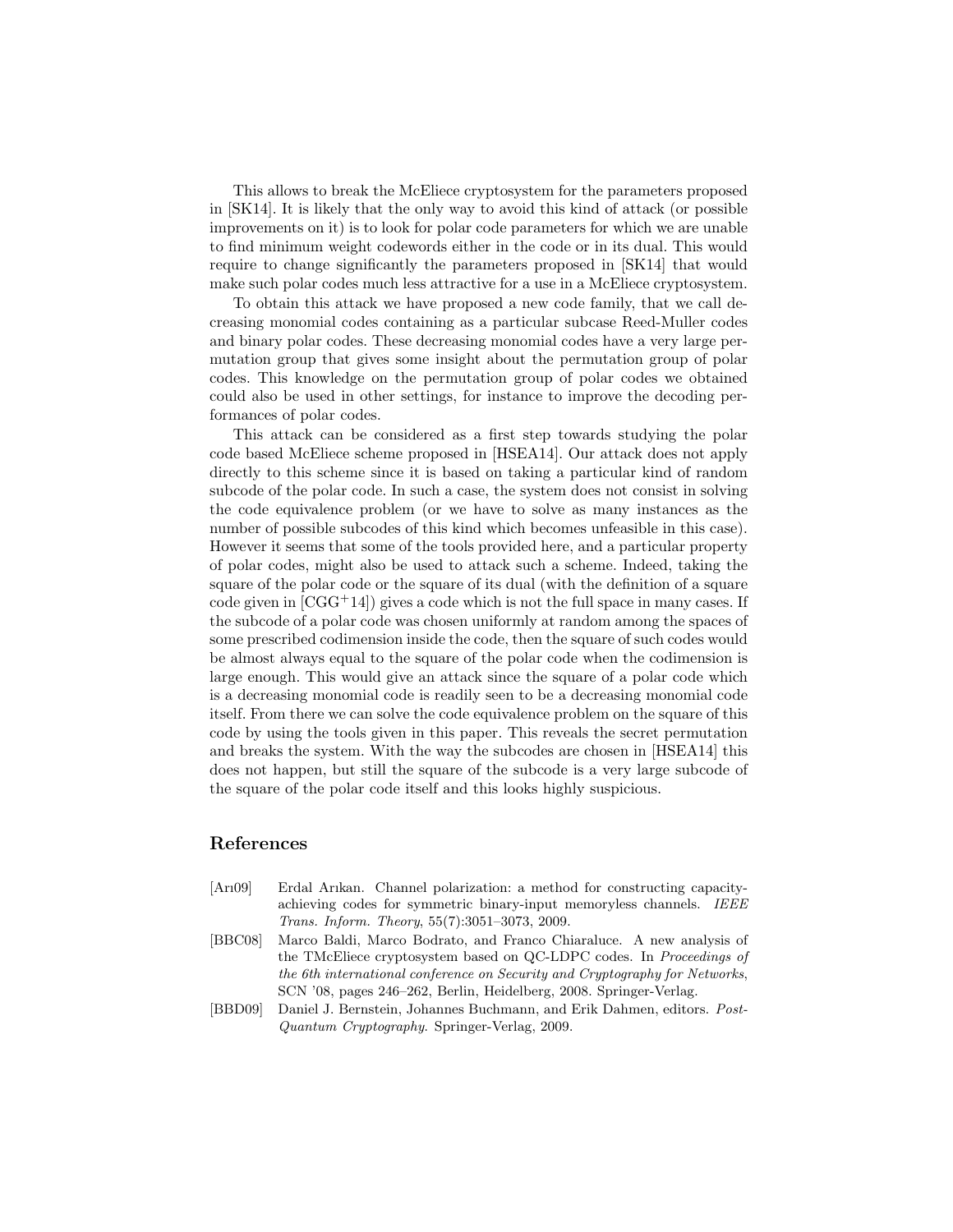This allows to break the McEliece cryptosystem for the parameters proposed in [SK14]. It is likely that the only way to avoid this kind of attack (or possible improvements on it) is to look for polar code parameters for which we are unable to find minimum weight codewords either in the code or in its dual. This would require to change significantly the parameters proposed in [SK14] that would make such polar codes much less attractive for a use in a McEliece cryptosystem.

To obtain this attack we have proposed a new code family, that we call decreasing monomial codes containing as a particular subcase Reed-Muller codes and binary polar codes. These decreasing monomial codes have a very large permutation group that gives some insight about the permutation group of polar codes. This knowledge on the permutation group of polar codes we obtained could also be used in other settings, for instance to improve the decoding performances of polar codes.

This attack can be considered as a first step towards studying the polar code based McEliece scheme proposed in [HSEA14]. Our attack does not apply directly to this scheme since it is based on taking a particular kind of random subcode of the polar code. In such a case, the system does not consist in solving the code equivalence problem (or we have to solve as many instances as the number of possible subcodes of this kind which becomes unfeasible in this case). However it seems that some of the tools provided here, and a particular property of polar codes, might also be used to attack such a scheme. Indeed, taking the square of the polar code or the square of its dual (with the definition of a square code given in [CGG+14]) gives a code which is not the full space in many cases. If the subcode of a polar code was chosen uniformly at random among the spaces of some prescribed codimension inside the code, then the square of such codes would be almost always equal to the square of the polar code when the codimension is large enough. This would give an attack since the square of a polar code which is a decreasing monomial code is readily seen to be a decreasing monomial code itself. From there we can solve the code equivalence problem on the square of this code by using the tools given in this paper. This reveals the secret permutation and breaks the system. With the way the subcodes are chosen in [HSEA14] this does not happen, but still the square of the subcode is a very large subcode of the square of the polar code itself and this looks highly suspicious.

## References

[Arı09] Erdal Arıkan. Channel polarization: a method for constructing capacity-achieving codes for symmetric binary-input memoryless channels. *IEEE Trans. Inform. Theory*, 55(7):3051–3073, 2009.

[BBC08] Marco Baldi, Marco Bodrato, and Franco Chiaraluce. A new analysis of the TMcEliece cryptosystem based on QC-LDPC codes. In *Proceedings of the 6th international conference on Security and Cryptography for Networks*, SCN '08, pages 246–262, Berlin, Heidelberg, 2008. Springer-Verlag.

[BBD09] Daniel J. Bernstein, Johannes Buchmann, and Erik Dahmen, editors. *Post-Quantum Cryptography*. Springer-Verlag, 2009.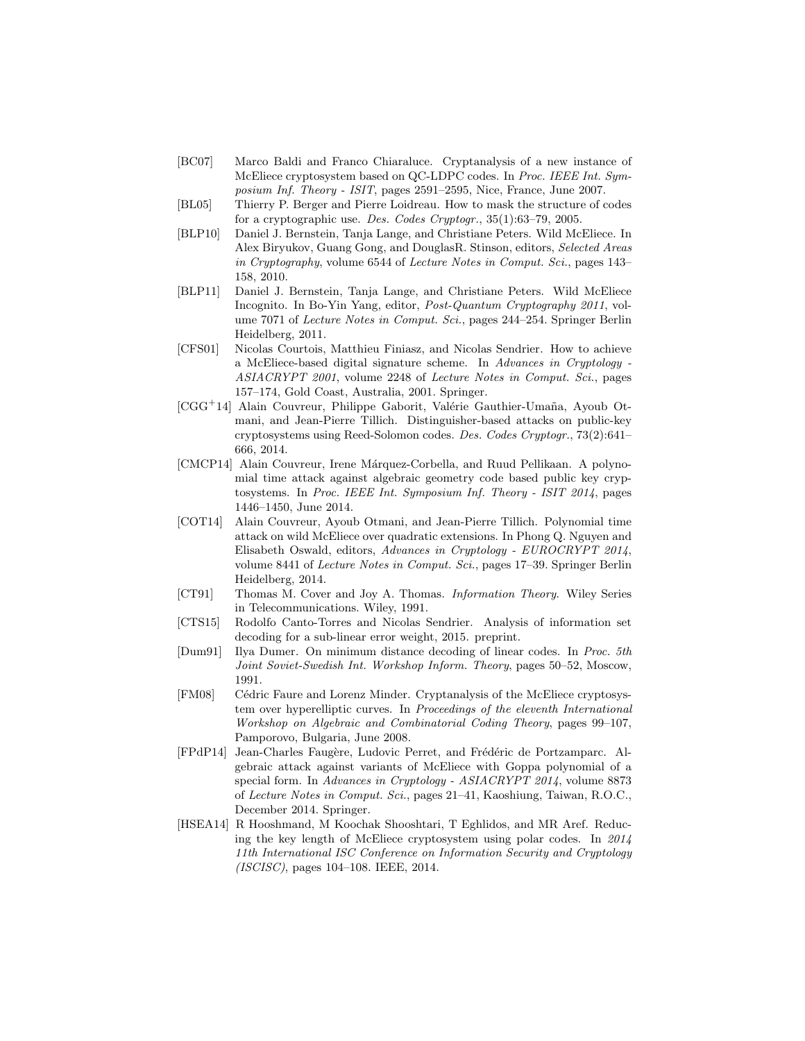[BC07] Marco Baldi and Franco Chiaraluce. Cryptanalysis of a new instance of McEliece cryptosystem based on QC-LDPC codes. In *Proc. IEEE Int. Symposium Inf. Theory - ISIT*, pages 2591–2595, Nice, France, June 2007.

[BL05] Thierry P. Berger and Pierre Loidreau. How to mask the structure of codes for a cryptographic use. *Des. Codes Cryptogr.*, 35(1):63–79, 2005.

[BLP10] Daniel J. Bernstein, Tanja Lange, and Christiane Peters. Wild McEliece. In Alex Biryukov, Guang Gong, and DouglasR. Stinson, editors, *Selected Areas in Cryptography*, volume 6544 of *Lecture Notes in Comput. Sci.*, pages 143–158, 2010.

[BLP11] Daniel J. Bernstein, Tanja Lange, and Christiane Peters. Wild McEliece Incognito. In Bo-Yin Yang, editor, *Post-Quantum Cryptography 2011*, volume 7071 of *Lecture Notes in Comput. Sci.*, pages 244–254. Springer Berlin Heidelberg, 2011.

[CFS01] Nicolas Courtois, Matthieu Finiasz, and Nicolas Sendrier. How to achieve a McEliece-based digital signature scheme. In *Advances in Cryptology - ASIACRYPT 2001*, volume 2248 of *Lecture Notes in Comput. Sci.*, pages 157–174, Gold Coast, Australia, 2001. Springer.

[CGG+14] Alain Couvreur, Philippe Gaborit, Valérie Gauthier-Umaña, Ayoub Otmani, and Jean-Pierre Tillich. Distinguisher-based attacks on public-key cryptosystems using Reed-Solomon codes. *Des. Codes Cryptogr.*, 73(2):641–666, 2014.

[CMCP14] Alain Couvreur, Irene Márquez-Corbella, and Ruud Pellikaan. A polynomial time attack against algebraic geometry code based public key cryptosystems. In *Proc. IEEE Int. Symposium Inf. Theory - ISIT 2014*, pages 1446–1450, June 2014.

[COT14] Alain Couvreur, Ayoub Otmani, and Jean-Pierre Tillich. Polynomial time attack on wild McEliece over quadratic extensions. In Phong Q. Nguyen and Elisabeth Oswald, editors, *Advances in Cryptology - EUROCRYPT 2014*, volume 8441 of *Lecture Notes in Comput. Sci.*, pages 17–39. Springer Berlin Heidelberg, 2014.

[CT91] Thomas M. Cover and Joy A. Thomas. *Information Theory*. Wiley Series in Telecommunications. Wiley, 1991.

[CTS15] Rodolfo Canto-Torres and Nicolas Sendrier. Analysis of information set decoding for a sub-linear error weight, 2015. preprint.

[Dum91] Ilya Dumer. On minimum distance decoding of linear codes. In *Proc. 5th Joint Soviet-Swedish Int. Workshop Inform. Theory*, pages 50–52, Moscow, 1991.

[FM08] Cédric Faure and Lorenz Minder. Cryptanalysis of the McEliece cryptosystem over hyperelliptic curves. In *Proceedings of the eleventh International Workshop on Algebraic and Combinatorial Coding Theory*, pages 99–107, Pamporovo, Bulgaria, June 2008.

[FPdP14] Jean-Charles Faugère, Ludovic Perret, and Frédéric de Portzamparc. Algebraic attack against variants of McEliece with Goppa polynomial of a special form. In *Advances in Cryptology - ASIACRYPT 2014*, volume 8873 of *Lecture Notes in Comput. Sci.*, pages 21–41, Kaoshiung, Taiwan, R.O.C., December 2014. Springer.

[HSEA14] R Hooshmand, M Koochak Shooshtari, T Eghlidos, and MR Aref. Reducing the key length of McEliece cryptosystem using polar codes. In *2014 11th International ISC Conference on Information Security and Cryptology (ISCISC)*, pages 104–108. IEEE, 2014.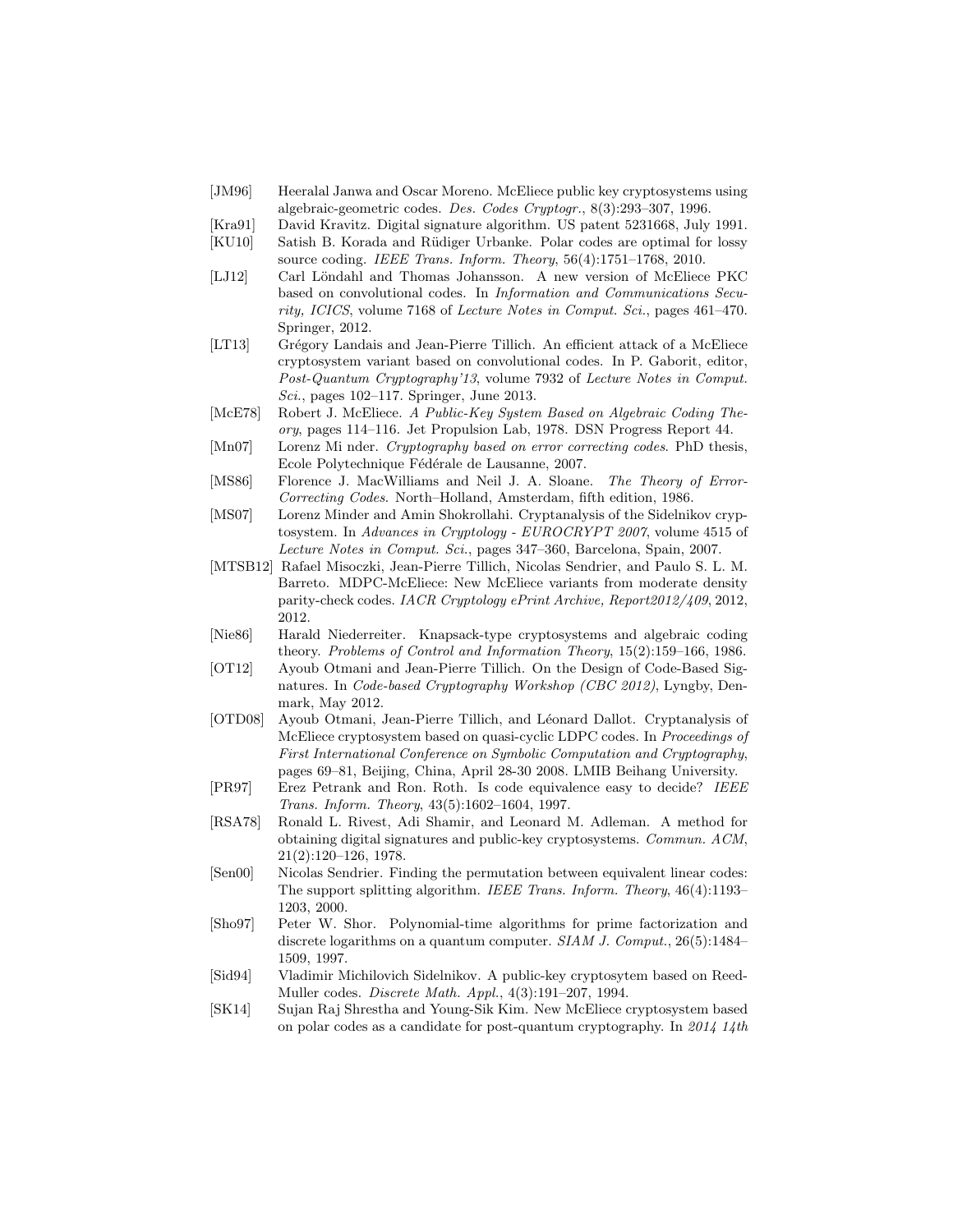[JM96] Heeralal Janwa and Oscar Moreno. McEliece public key cryptosystems using algebraic-geometric codes. *Des. Codes Cryptogr.*, 8(3):293–307, 1996.

[Kra91] David Kravitz. Digital signature algorithm. US patent 5231668, July 1991.

[KU10] Satish B. Korada and Rüdiger Urbanke. Polar codes are optimal for lossy source coding. *IEEE Trans. Inform. Theory*, 56(4):1751–1768, 2010.

[LJ12] Carl Löndahl and Thomas Johansson. A new version of McEliece PKC based on convolutional codes. In *Information and Communications Security, ICICS*, volume 7168 of *Lecture Notes in Comput. Sci.*, pages 461–470. Springer, 2012.

[LT13] Grégory Landais and Jean-Pierre Tillich. An efficient attack of a McEliece cryptosystem variant based on convolutional codes. In P. Gaborit, editor, *Post-Quantum Cryptography'13*, volume 7932 of *Lecture Notes in Comput. Sci.*, pages 102–117. Springer, June 2013.

[McE78] Robert J. McEliece. *A Public-Key System Based on Algebraic Coding Theory*, pages 114–116. Jet Propulsion Lab, 1978. DSN Progress Report 44.

[Mn07] Lorenz Mi nder. *Cryptography based on error correcting codes*. PhD thesis, Ecole Polytechnique Fédérale de Lausanne, 2007.

[MS86] Florence J. MacWilliams and Neil J. A. Sloane. *The Theory of Error-Correcting Codes*. North–Holland, Amsterdam, fifth edition, 1986.

[MS07] Lorenz Minder and Amin Shokrollahi. Cryptanalysis of the Sidelnikov cryptosystem. In *Advances in Cryptology - EUROCRYPT 2007*, volume 4515 of *Lecture Notes in Comput. Sci.*, pages 347–360, Barcelona, Spain, 2007.

[MTSB12] Rafael Misoczki, Jean-Pierre Tillich, Nicolas Sendrier, and Paulo S. L. M. Barreto. MDPC-McEliece: New McEliece variants from moderate density parity-check codes. *IACR Cryptology ePrint Archive, Report2012/409*, 2012, 2012.

[Nie86] Harald Niederreiter. Knapsack-type cryptosystems and algebraic coding theory. *Problems of Control and Information Theory*, 15(2):159–166, 1986.

[OT12] Ayoub Otmani and Jean-Pierre Tillich. On the Design of Code-Based Signatures. In *Code-based Cryptography Workshop (CBC 2012)*, Lyngby, Denmark, May 2012.

[OTD08] Ayoub Otmani, Jean-Pierre Tillich, and Léonard Dallot. Cryptanalysis of McEliece cryptosystem based on quasi-cyclic LDPC codes. In *Proceedings of First International Conference on Symbolic Computation and Cryptography*, pages 69–81, Beijing, China, April 28-30 2008. LMIB Beihang University.

[PR97] Erez Petrank and Ron. Roth. Is code equivalence easy to decide? *IEEE Trans. Inform. Theory*, 43(5):1602–1604, 1997.

[RSA78] Ronald L. Rivest, Adi Shamir, and Leonard M. Adleman. A method for obtaining digital signatures and public-key cryptosystems. *Commun. ACM*, 21(2):120–126, 1978.

[Sen00] Nicolas Sendrier. Finding the permutation between equivalent linear codes: The support splitting algorithm. *IEEE Trans. Inform. Theory*, 46(4):1193–1203, 2000.

[Sho97] Peter W. Shor. Polynomial-time algorithms for prime factorization and discrete logarithms on a quantum computer. *SIAM J. Comput.*, 26(5):1484–1509, 1997.

[Sid94] Vladimir Michilovich Sidelnikov. A public-key cryptosytem based on Reed-Muller codes. *Discrete Math. Appl.*, 4(3):191–207, 1994.

[SK14] Sujan Raj Shrestha and Young-Sik Kim. New McEliece cryptosystem based on polar codes as a candidate for post-quantum cryptography. In *2014 14th*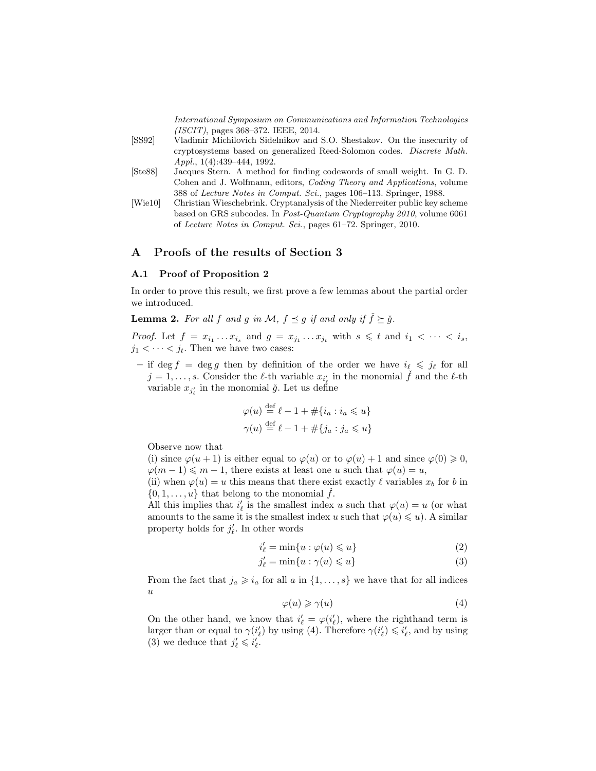*International Symposium on Communications and Information Technologies (ISCIT)*, pages 368–372. IEEE, 2014.

[SS92] Vladimir Michilovich Sidelnikov and S.O. Shestakov. On the insecurity of cryptosystems based on generalized Reed-Solomon codes. *Discrete Math. Appl.*, 1(4):439–444, 1992.

[Ste88] Jacques Stern. A method for finding codewords of small weight. In G. D. Cohen and J. Wolfmann, editors, *Coding Theory and Applications*, volume 388 of *Lecture Notes in Comput. Sci.*, pages 106–113. Springer, 1988.

[Wie10] Christian Wieschebrink. Cryptanalysis of the Niederreiter public key scheme based on GRS subcodes. In *Post-Quantum Cryptography 2010*, volume 6061 of *Lecture Notes in Comput. Sci.*, pages 61–72. Springer, 2010.

## A Proofs of the results of Section 3

### A.1 Proof of Proposition 2

In order to prove this result, we first prove a few lemmas about the partial order we introduced.

**Lemma 2.** *For all $f$ and $g$ in $\mathcal{M}$, $f \preceq g$ if and only if $\check{f} \succeq \check{g}$.*

*Proof.* Let $f = x_{i_1} \dots x_{i_s}$ and $g = x_{j_1} \dots x_{j_t}$ with $s \leqslant t$ and $i_1 < \cdots < i_s$, $j_1 < \cdots < j_t$. Then we have two cases:

– if $\deg f = \deg g$ then by definition of the order we have $i_\ell \leqslant j_\ell$ for all $j = 1, \dots, s$. Consider the $\ell$-th variable $x_{i'_\ell}$ in the monomial $\check{f}$ and the $\ell$-th variable $x_{j'_\ell}$ in the monomial $\check{g}$. Let us define

$$\varphi(u) \stackrel{\text{def}}{=} \ell - 1 + \#\{i_a : i_a \leqslant u\}$$
$$\gamma(u) \stackrel{\text{def}}{=} \ell - 1 + \#\{j_a : j_a \leqslant u\}$$

Observe now that
(i) since $\varphi(u+1)$ is either equal to $\varphi(u)$ or to $\varphi(u)+1$ and since $\varphi(0) \geqslant 0$, $\varphi(m-1) \leqslant m-1$, there exists at least one $u$ such that $\varphi(u) = u$,
(ii) when $\varphi(u) = u$ this means that there exist exactly $\ell$ variables $x_b$ for $b$ in $\{0, 1, \dots, u\}$ that belong to the monomial $\check{f}$.
All this implies that $i'_\ell$ is the smallest index $u$ such that $\varphi(u) = u$ (or what amounts to the same it is the smallest index $u$ such that $\varphi(u) \leqslant u$). A similar property holds for $j'_\ell$. In other words

$$i'_\ell = \min\{u : \varphi(u) \leqslant u\} \tag{2}$$
$$j'_\ell = \min\{u : \gamma(u) \leqslant u\} \tag{3}$$

From the fact that $j_a \geqslant i_a$ for all $a$ in $\{1, \dots, s\}$ we have that for all indices $u$

$$\varphi(u) \geqslant \gamma(u) \tag{4}$$

On the other hand, we know that $i'_\ell = \varphi(i'_\ell)$, where the righthand term is larger than or equal to $\gamma(i'_\ell)$ by using (4). Therefore $\gamma(i'_\ell) \leqslant i'_\ell$, and by using (3) we deduce that $j'_\ell \leqslant i'_\ell$.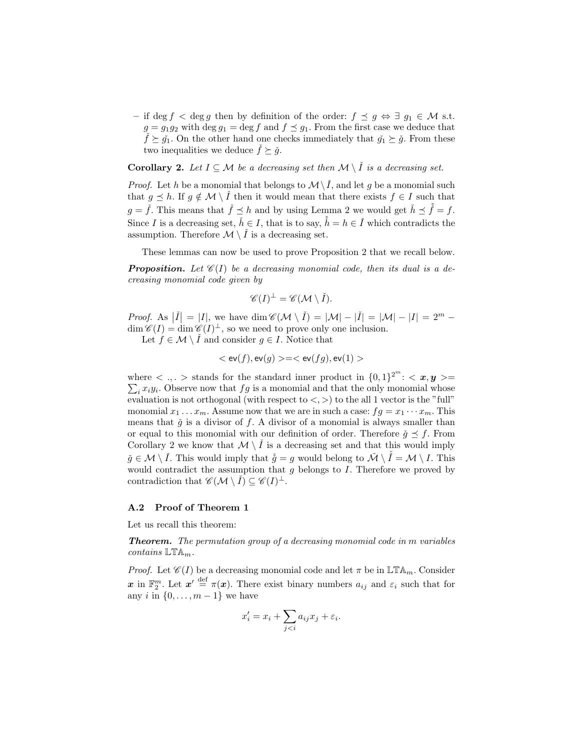– if $\deg f < \deg g$ then by definition of the order: $f \preceq g \Leftrightarrow \exists\, g_1 \in \mathcal{M}$ s.t. $g = g_1 g_2$ with $\deg g_1 = \deg f$ and $f \preceq g_1$. From the first case we deduce that $\check{f} \succeq \check{g_1}$. On the other hand one checks immediately that $\check{g_1} \succeq \check{g}$. From these two inequalities we deduce $\check{f} \succeq \check{g}$.

**Corollary 2.** *Let $I \subseteq \mathcal{M}$ be a decreasing set then $\mathcal{M} \setminus \check{I}$ is a decreasing set.*

*Proof.* Let $h$ be a monomial that belongs to $\mathcal{M} \setminus \check{I}$, and let $g$ be a monomial such that $g \preceq h$. If $g \notin \mathcal{M} \setminus \check{I}$ then it would mean that there exists $f \in I$ such that $g = \check{f}$. This means that $\check{f} \preceq h$ and by using Lemma 2 we would get $\check{h} \preceq \check{\check{f}} = f$. Since $I$ is a decreasing set, $\check{h} \in I$, that is to say, $\check{\check{h}} = h \in \check{I}$ which contradicts the assumption. Therefore $\mathcal{M} \setminus \check{I}$ is a decreasing set.

These lemmas can now be used to prove Proposition 2 that we recall below.

***Proposition.*** *Let $\mathscr{C}(I)$ be a decreasing monomial code, then its dual is a decreasing monomial code given by*

$$\mathscr{C}(I)^{\perp} = \mathscr{C}(\mathcal{M} \setminus \check{I}).$$

*Proof.* As $\left|\check{I}\right| = |I|$, we have $\dim \mathscr{C}(\mathcal{M} \setminus \check{I}) = |\mathcal{M}| - |\check{I}| = |\mathcal{M}| - |I| = 2^m - \dim \mathscr{C}(I) = \dim \mathscr{C}(I)^{\perp}$, so we need to prove only one inclusion.

Let $f \in \mathcal{M} \setminus \check{I}$ and consider $g \in I$. Notice that

$$< \mathsf{ev}(f), \mathsf{ev}(g) > = < \mathsf{ev}(fg), \mathsf{ev}(1) >$$

where $< .,. >$ stands for the standard inner product in $\{0,1\}^{2^m}$: $< \boldsymbol{x}, \boldsymbol{y} > = \sum_i x_i y_i$. Observe now that $fg$ is a monomial and that the only monomial whose evaluation is not orthogonal (with respect to $<,>$) to the all 1 vector is the "full" monomial $x_1 \dots x_m$. Assume now that we are in such a case: $fg = x_1 \cdots x_m$. This means that $\check{g}$ is a divisor of $f$. A divisor of a monomial is always smaller than or equal to this monomial with our definition of order. Therefore $\check{g} \preceq f$. From Corollary 2 we know that $\mathcal{M} \setminus \check{I}$ is a decreasing set and that this would imply $\check{g} \in \mathcal{M} \setminus \check{I}$. This would imply that $\check{\check{g}} = g$ would belong to $\check{\mathcal{M}} \setminus \check{\check{I}} = \mathcal{M} \setminus I$. This would contradict the assumption that $g$ belongs to $I$. Therefore we proved by contradiction that $\mathscr{C}(\mathcal{M} \setminus \check{I}) \subseteq \mathscr{C}(I)^{\perp}$.

### A.2 Proof of Theorem 1

Let us recall this theorem:

***Theorem.*** *The permutation group of a decreasing monomial code in $m$ variables contains $\mathbb{LTA}_m$.*

*Proof.* Let $\mathscr{C}(I)$ be a decreasing monomial code and let $\pi$ be in $\mathbb{LTA}_m$. Consider $\boldsymbol{x}$ in $\mathbb{F}_2^m$. Let $\boldsymbol{x'} \stackrel{\text{def}}{=} \pi(\boldsymbol{x})$. There exist binary numbers $a_{ij}$ and $\varepsilon_i$ such that for any $i$ in $\{0, \dots, m-1\}$ we have

$$x'_i = x_i + \sum_{j<i} a_{ij} x_j + \varepsilon_i.$$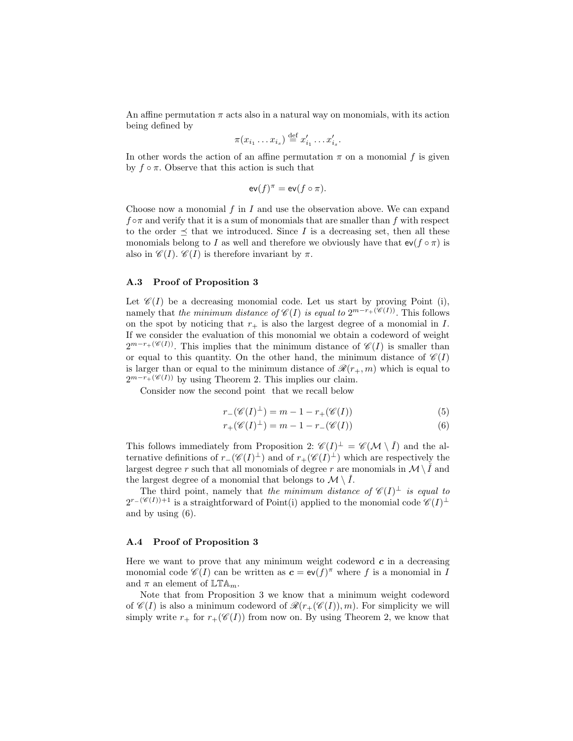An affine permutation $\pi$ acts also in a natural way on monomials, with its action being defined by

$$\pi(x_{i_1} \dots x_{i_s}) \stackrel{\text{def}}{=} x'_{i_1} \dots x'_{i_s}.$$

In other words the action of an affine permutation $\pi$ on a monomial $f$ is given by $f \circ \pi$. Observe that this action is such that

$$\mathsf{ev}(f)^{\pi} = \mathsf{ev}(f \circ \pi).$$

Choose now a monomial $f$ in $I$ and use the observation above. We can expand $f \circ \pi$ and verify that it is a sum of monomials that are smaller than $f$ with respect to the order $\preceq$ that we introduced. Since $I$ is a decreasing set, then all these monomials belong to $I$ as well and therefore we obviously have that $\mathsf{ev}(f \circ \pi)$ is also in $\mathscr{C}(I)$. $\mathscr{C}(I)$ is therefore invariant by $\pi$.

### A.3 Proof of Proposition 3

Let $\mathscr{C}(I)$ be a decreasing monomial code. Let us start by proving Point (i), namely that *the minimum distance of* $\mathscr{C}(I)$ *is equal to* $2^{m-r_+(\mathscr{C}(I))}$. This follows on the spot by noticing that $r_+$ is also the largest degree of a monomial in $I$. If we consider the evaluation of this monomial we obtain a codeword of weight $2^{m-r_+(\mathscr{C}(I))}$. This implies that the minimum distance of $\mathscr{C}(I)$ is smaller than or equal to this quantity. On the other hand, the minimum distance of $\mathscr{C}(I)$ is larger than or equal to the minimum distance of $\mathscr{R}(r_+, m)$ which is equal to $2^{m-r_+(\mathscr{C}(I))}$ by using Theorem 2. This implies our claim.

Consider now the second point that we recall below

$$r_-(\mathscr{C}(I)^{\perp}) = m - 1 - r_+(\mathscr{C}(I)) \tag{5}$$

$$r_+(\mathscr{C}(I)^{\perp}) = m - 1 - r_-(\mathscr{C}(I)) \tag{6}$$

This follows immediately from Proposition 2: $\mathscr{C}(I)^{\perp} = \mathscr{C}(\mathcal{M} \setminus \check{I})$ and the alternative definitions of $r_-(\mathscr{C}(I)^{\perp})$ and of $r_+(\mathscr{C}(I)^{\perp})$ which are respectively the largest degree $r$ such that all monomials of degree $r$ are monomials in $\mathcal{M} \setminus \check{I}$ and the largest degree of a monomial that belongs to $\mathcal{M} \setminus \check{I}$.

The third point, namely that *the minimum distance of* $\mathscr{C}(I)^{\perp}$ *is equal to* $2^{r_-(\mathscr{C}(I))+1}$ is a straightforward of Point(i) applied to the monomial code $\mathscr{C}(I)^{\perp}$ and by using (6).

### A.4 Proof of Proposition 3

Here we want to prove that any minimum weight codeword $\boldsymbol{c}$ in a decreasing monomial code $\mathscr{C}(I)$ can be written as $\boldsymbol{c} = \mathsf{ev}(f)^{\pi}$ where $f$ is a monomial in $I$ and $\pi$ an element of $\mathbb{LTA}_m$.

Note that from Proposition 3 we know that a minimum weight codeword of $\mathscr{C}(I)$ is also a minimum codeword of $\mathscr{R}(r_+(\mathscr{C}(I)), m)$. For simplicity we will simply write $r_+$ for $r_+(\mathscr{C}(I))$ from now on. By using Theorem 2, we know that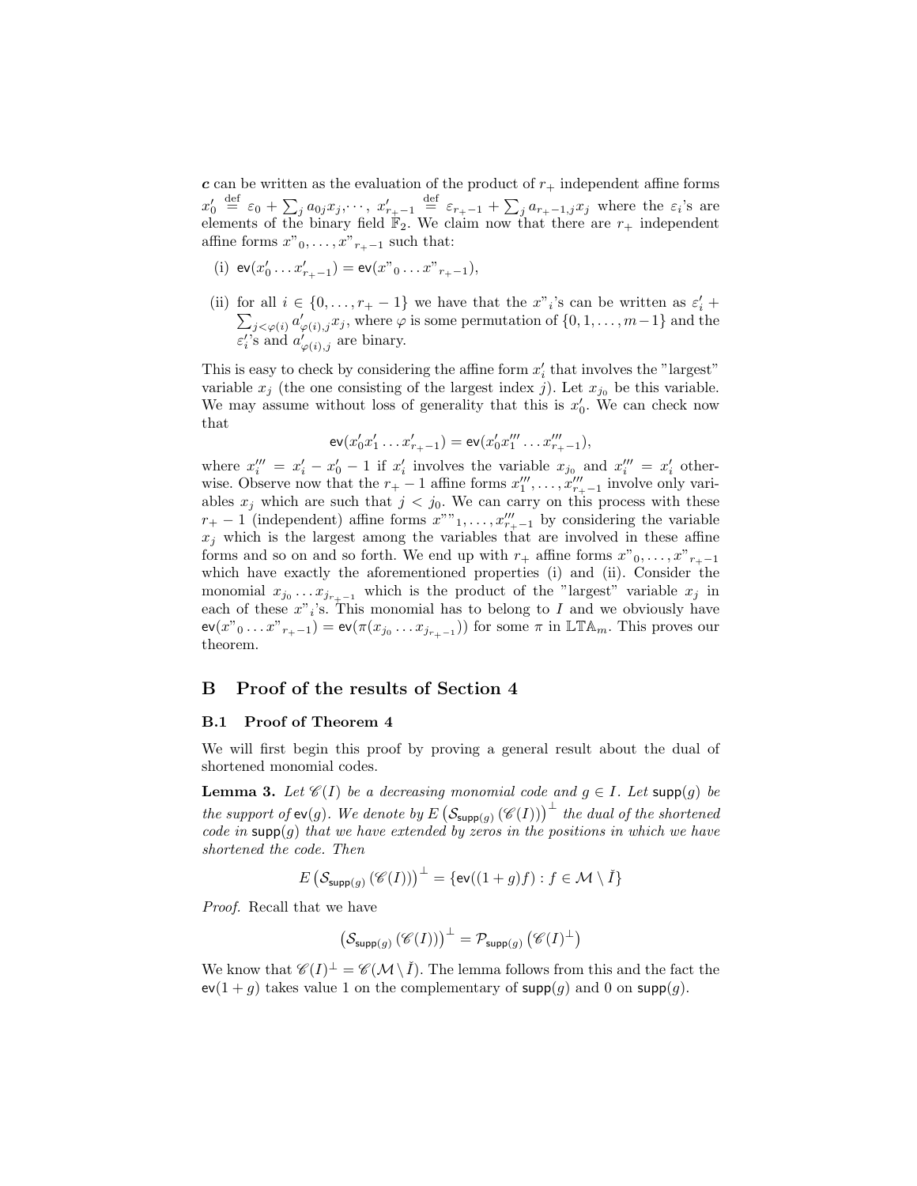$\boldsymbol{c}$ can be written as the evaluation of the product of $r_+$ independent affine forms $x'_0 \stackrel{\text{def}}{=} \varepsilon_0 + \sum_j a_{0j}x_j, \cdots, x'_{r_+-1} \stackrel{\text{def}}{=} \varepsilon_{r_+-1} + \sum_j a_{r_+-1,j}x_j$ where the $\varepsilon_i$'s are elements of the binary field $\mathbb{F}_2$. We claim now that there are $r_+$ independent affine forms $x"_0, \dots, x"_{r_+-1}$ such that:

(i) $\mathsf{ev}(x'_0 \dots x'_{r_+-1}) = \mathsf{ev}(x"_0 \dots x"_{r_+-1})$,

(ii) for all $i \in \{0, \dots, r_+ - 1\}$ we have that the $x"_i$'s can be written as $\varepsilon'_i + \sum_{j<\varphi(i)} a'_{\varphi(i),j}x_j$, where $\varphi$ is some permutation of $\{0, 1, \dots, m-1\}$ and the $\varepsilon'_i$'s and $a'_{\varphi(i),j}$ are binary.

This is easy to check by considering the affine form $x'_i$ that involves the "largest" variable $x_j$ (the one consisting of the largest index $j$). Let $x_{j_0}$ be this variable. We may assume without loss of generality that this is $x'_0$. We can check now that

$$\mathsf{ev}(x'_0x'_1 \dots x'_{r_+-1}) = \mathsf{ev}(x'_0x'''_1 \dots x'''_{r_+-1}),$$

where $x'''_i = x'_i - x'_0 - 1$ if $x'_i$ involves the variable $x_{j_0}$ and $x'''_i = x'_i$ otherwise. Observe now that the $r_+ - 1$ affine forms $x'''_1, \dots, x'''_{r_+-1}$ involve only variables $x_j$ which are such that $j < j_0$. We can carry on this process with these $r_+ - 1$ (independent) affine forms $x""_1, \dots, x'''_{r_+-1}$ by considering the variable $x_j$ which is the largest among the variables that are involved in these affine forms and so on and so forth. We end up with $r_+$ affine forms $x"_0, \dots, x"_{r_+-1}$ which have exactly the aforementioned properties (i) and (ii). Consider the monomial $x_{j_0} \dots x_{j_{r_+-1}}$ which is the product of the "largest" variable $x_j$ in each of these $x"_i$'s. This monomial has to belong to $I$ and we obviously have $\mathsf{ev}(x"_0 \dots x"_{r_+-1}) = \mathsf{ev}(\pi(x_{j_0} \dots x_{j_{r_+-1}}))$ for some $\pi$ in $\mathbb{LTA}_m$. This proves our theorem.

# B Proof of the results of Section 4

## B.1 Proof of Theorem 4

We will first begin this proof by proving a general result about the dual of shortened monomial codes.

**Lemma 3.** *Let $\mathscr{C}(I)$ be a decreasing monomial code and $g \in I$. Let $\mathsf{supp}(g)$ be the support of $\mathsf{ev}(g)$. We denote by $E\left(\mathcal{S}_{\mathsf{supp}(g)}\left(\mathscr{C}(I)\right)\right)^{\perp}$ the dual of the shortened code in $\mathsf{supp}(g)$ that we have extended by zeros in the positions in which we have shortened the code. Then*

$$E\left(\mathcal{S}_{\mathsf{supp}(g)}\left(\mathscr{C}(I)\right)\right)^{\perp} = \{\mathsf{ev}((1+g)f) : f \in \mathcal{M} \setminus \check{I}\}$$

*Proof.* Recall that we have

$$\left(\mathcal{S}_{\mathsf{supp}(g)}\left(\mathscr{C}(I)\right)\right)^{\perp} = \mathcal{P}_{\mathsf{supp}(g)}\left(\mathscr{C}(I)^{\perp}\right)$$

We know that $\mathscr{C}(I)^{\perp} = \mathscr{C}(\mathcal{M} \setminus \check{I})$. The lemma follows from this and the fact the $\mathsf{ev}(1+g)$ takes value 1 on the complementary of $\mathsf{supp}(g)$ and 0 on $\mathsf{supp}(g)$.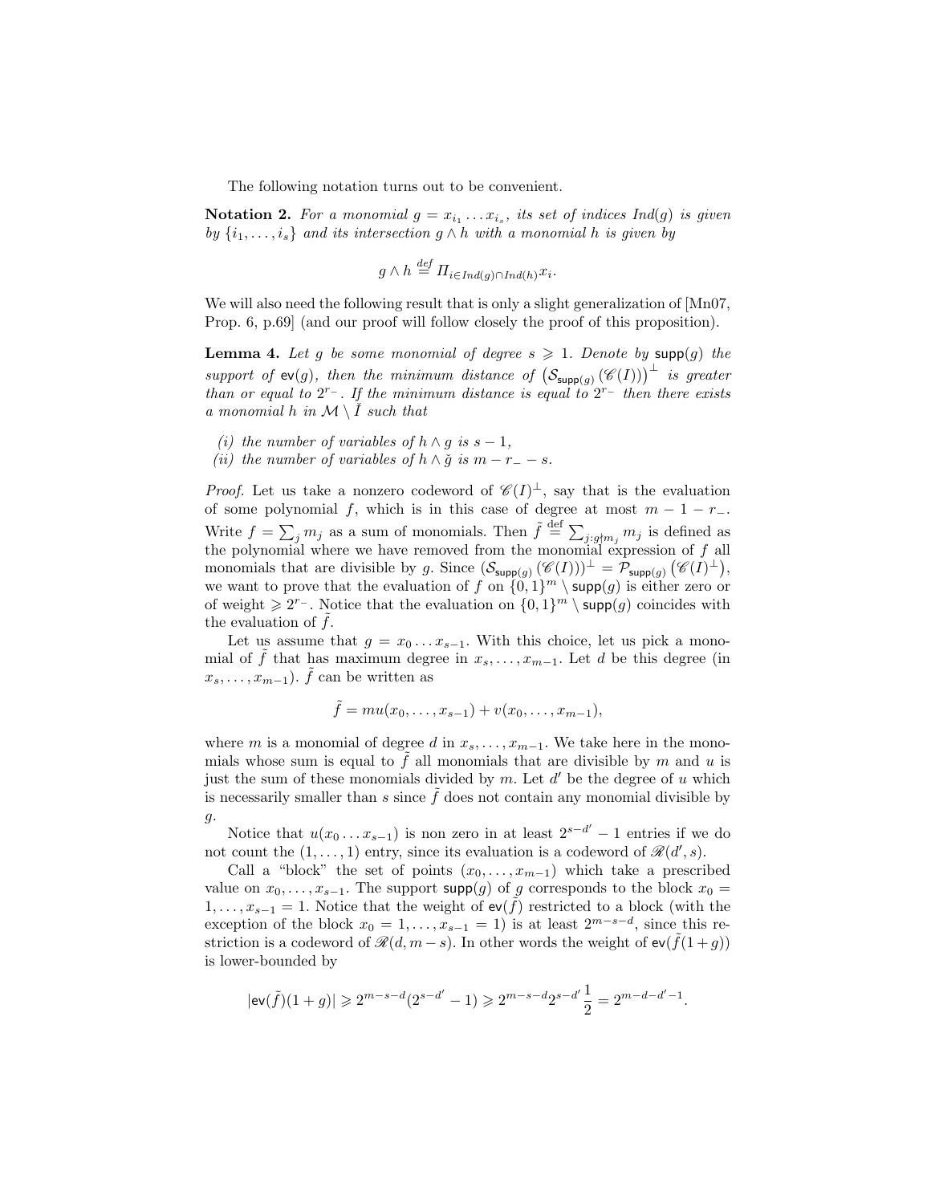The following notation turns out to be convenient.

**Notation 2.** *For a monomial $g = x_{i_1} \dots x_{i_s}$, its set of indices $Ind(g)$ is given by $\{i_1, \dots, i_s\}$ and its intersection $g \wedge h$ with a monomial $h$ is given by*

$$g \wedge h \stackrel{def}{=} \Pi_{i \in Ind(g) \cap Ind(h)} x_i.$$

We will also need the following result that is only a slight generalization of [Mn07, Prop. 6, p.69] (and our proof will follow closely the proof of this proposition).

**Lemma 4.** *Let $g$ be some monomial of degree $s \geqslant 1$. Denote by $\mathsf{supp}(g)$ the support of $\mathsf{ev}(g)$, then the minimum distance of $\left(\mathcal{S}_{\mathsf{supp}(g)}\left(\mathscr{C}(I)\right)\right)^{\perp}$ is greater than or equal to $2^{r_-}$. If the minimum distance is equal to $2^{r_-}$ then there exists a monomial $h$ in $\mathcal{M} \setminus \check{I}$ such that*

*(i) the number of variables of $h \wedge g$ is $s - 1$,*
*(ii) the number of variables of $h \wedge \check{g}$ is $m - r_- - s$.*

*Proof.* Let us take a nonzero codeword of $\mathscr{C}(I)^{\perp}$, say that is the evaluation of some polynomial $f$, which is in this case of degree at most $m - 1 - r_-$. Write $f = \sum_j m_j$ as a sum of monomials. Then $\tilde{f} \stackrel{\text{def}}{=} \sum_{j: g \nmid m_j} m_j$ is defined as the polynomial where we have removed from the monomial expression of $f$ all monomials that are divisible by $g$. Since $\left(\mathcal{S}_{\mathsf{supp}(g)}\left(\mathscr{C}(I)\right)\right)^{\perp} = \mathcal{P}_{\mathsf{supp}(g)}\left(\mathscr{C}(I)^{\perp}\right)$, we want to prove that the evaluation of $f$ on $\{0,1\}^m \setminus \mathsf{supp}(g)$ is either zero or of weight $\geqslant 2^{r_-}$. Notice that the evaluation on $\{0,1\}^m \setminus \mathsf{supp}(g)$ coincides with the evaluation of $\tilde{f}$.

Let us assume that $g = x_0 \dots x_{s-1}$. With this choice, let us pick a monomial of $\tilde{f}$ that has maximum degree in $x_s, \dots, x_{m-1}$. Let $d$ be this degree (in $x_s, \dots, x_{m-1}$). $\tilde{f}$ can be written as

$$\tilde{f} = mu(x_0, \dots, x_{s-1}) + v(x_0, \dots, x_{m-1}),$$

where $m$ is a monomial of degree $d$ in $x_s, \dots, x_{m-1}$. We take here in the monomials whose sum is equal to $\tilde{f}$ all monomials that are divisible by $m$ and $u$ is just the sum of these monomials divided by $m$. Let $d'$ be the degree of $u$ which is necessarily smaller than $s$ since $\tilde{f}$ does not contain any monomial divisible by $g$.

Notice that $u(x_0 \dots x_{s-1})$ is non zero in at least $2^{s-d'} - 1$ entries if we do not count the $(1, \dots, 1)$ entry, since its evaluation is a codeword of $\mathscr{R}(d', s)$.

Call a "block" the set of points $(x_0, \dots, x_{m-1})$ which take a prescribed value on $x_0, \dots, x_{s-1}$. The support $\mathsf{supp}(g)$ of $g$ corresponds to the block $x_0 = 1, \dots, x_{s-1} = 1$. Notice that the weight of $\mathsf{ev}(\tilde{f})$ restricted to a block (with the exception of the block $x_0 = 1, \dots, x_{s-1} = 1$) is at least $2^{m-s-d}$, since this restriction is a codeword of $\mathscr{R}(d, m-s)$. In other words the weight of $\mathsf{ev}(\tilde{f}(1+g))$ is lower-bounded by

$$|\mathsf{ev}(\tilde{f})(1+g)| \geqslant 2^{m-s-d}(2^{s-d'} - 1) \geqslant 2^{m-s-d} 2^{s-d'} \frac{1}{2} = 2^{m-d-d'-1}.$$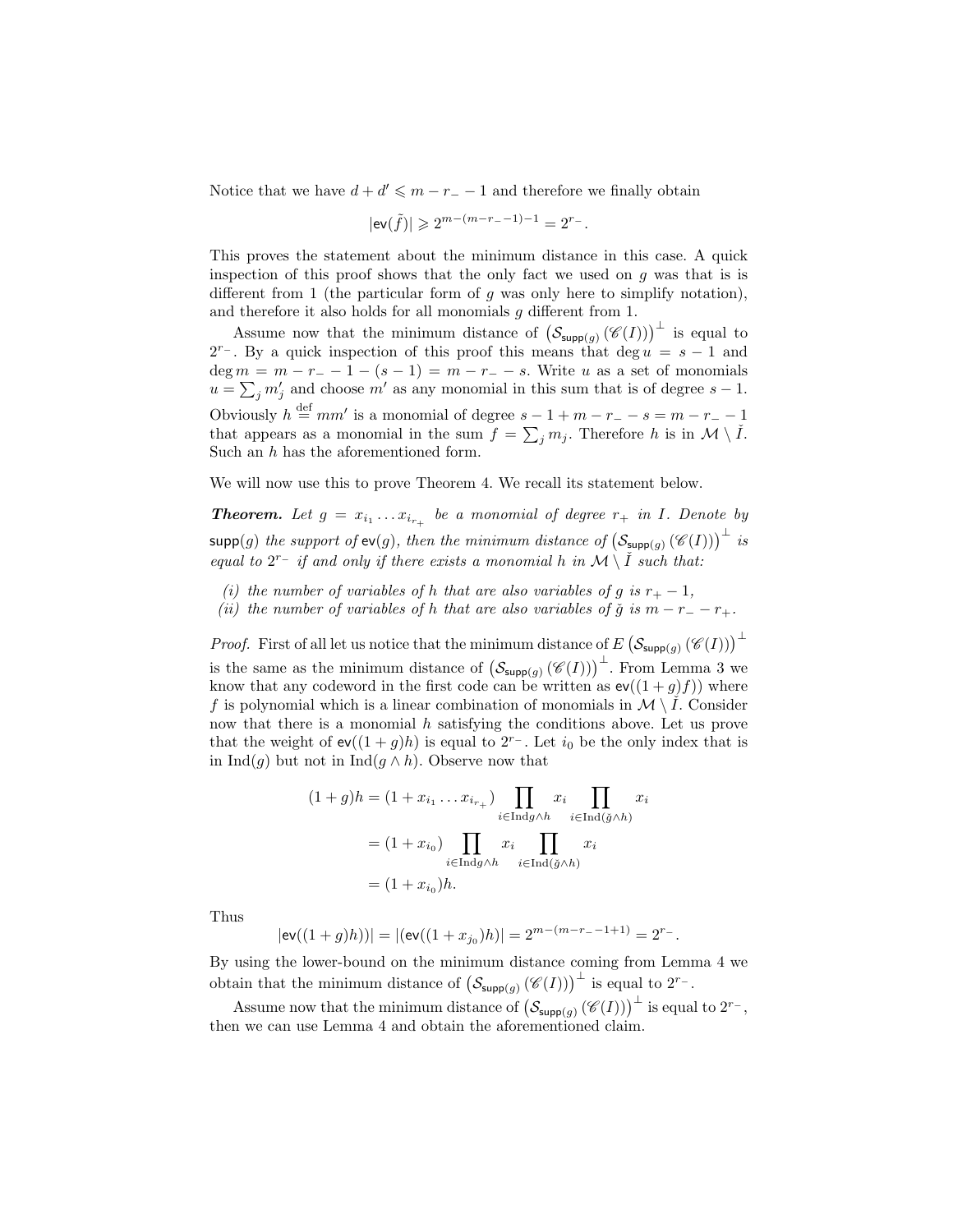Notice that we have $d + d' \leqslant m - r_- - 1$ and therefore we finally obtain

$$|\mathsf{ev}(\tilde{f})| \geqslant 2^{m-(m-r_--1)-1} = 2^{r_-}.$$

This proves the statement about the minimum distance in this case. A quick inspection of this proof shows that the only fact we used on $g$ was that is is different from 1 (the particular form of $g$ was only here to simplify notation), and therefore it also holds for all monomials $g$ different from 1.

Assume now that the minimum distance of $\left(\mathcal{S}_{\mathsf{supp}(g)}\left(\mathscr{C}(I)\right)\right)^{\perp}$ is equal to $2^{r_-}$. By a quick inspection of this proof this means that $\deg u = s - 1$ and $\deg m = m - r_- - 1 - (s-1) = m - r_- - s$. Write $u$ as a set of monomials $u = \sum_j m'_j$ and choose $m'$ as any monomial in this sum that is of degree $s - 1$. Obviously $h \stackrel{\text{def}}{=} mm'$ is a monomial of degree $s - 1 + m - r_- - s = m - r_- - 1$ that appears as a monomial in the sum $f = \sum_j m_j$. Therefore $h$ is in $\mathcal{M} \setminus \check{I}$. Such an $h$ has the aforementioned form.

We will now use this to prove Theorem 4. We recall its statement below.

***Theorem.*** *Let $g = x_{i_1} \dots x_{i_{r_+}}$ be a monomial of degree $r_+$ in $I$. Denote by $\mathsf{supp}(g)$ the support of $\mathsf{ev}(g)$, then the minimum distance of $\left(\mathcal{S}_{\mathsf{supp}(g)}\left(\mathscr{C}(I)\right)\right)^{\perp}$ is equal to $2^{r_-}$ if and only if there exists a monomial $h$ in $\mathcal{M} \setminus \check{I}$ such that:*

*(i) the number of variables of $h$ that are also variables of $g$ is $r_+ - 1$,*
*(ii) the number of variables of $h$ that are also variables of $\check{g}$ is $m - r_- - r_+$.*

*Proof.* First of all let us notice that the minimum distance of $E\left(\mathcal{S}_{\mathsf{supp}(g)}\left(\mathscr{C}(I)\right)\right)^{\perp}$ is the same as the minimum distance of $\left(\mathcal{S}_{\mathsf{supp}(g)}\left(\mathscr{C}(I)\right)\right)^{\perp}$. From Lemma 3 we know that any codeword in the first code can be written as $\mathsf{ev}((1+g)f))$ where $f$ is polynomial which is a linear combination of monomials in $\mathcal{M} \setminus \check{I}$. Consider now that there is a monomial $h$ satisfying the conditions above. Let us prove that the weight of $\mathsf{ev}((1+g)h)$ is equal to $2^{r_-}$. Let $i_0$ be the only index that is in $\text{Ind}(g)$ but not in $\text{Ind}(g \wedge h)$. Observe now that

$$\begin{aligned}
(1+g)h &= (1 + x_{i_1} \dots x_{i_{r_+}}) \prod_{i \in \text{Ind} g \wedge h} x_i \prod_{i \in \text{Ind}(\check{g} \wedge h)} x_i \\
&= (1 + x_{i_0}) \prod_{i \in \text{Ind} g \wedge h} x_i \prod_{i \in \text{Ind}(\check{g} \wedge h)} x_i \\
&= (1 + x_{i_0})h.
\end{aligned}$$

Thus

$$|\mathsf{ev}((1+g)h))| = |(\mathsf{ev}((1+x_{j_0})h)| = 2^{m-(m-r_--1+1)} = 2^{r_-}.$$

By using the lower-bound on the minimum distance coming from Lemma 4 we obtain that the minimum distance of $\left(\mathcal{S}_{\mathsf{supp}(g)}\left(\mathscr{C}(I)\right)\right)^{\perp}$ is equal to $2^{r_-}$.

Assume now that the minimum distance of $\left(\mathcal{S}_{\mathsf{supp}(g)}\left(\mathscr{C}(I)\right)\right)^{\perp}$ is equal to $2^{r_-}$, then we can use Lemma 4 and obtain the aforementioned claim.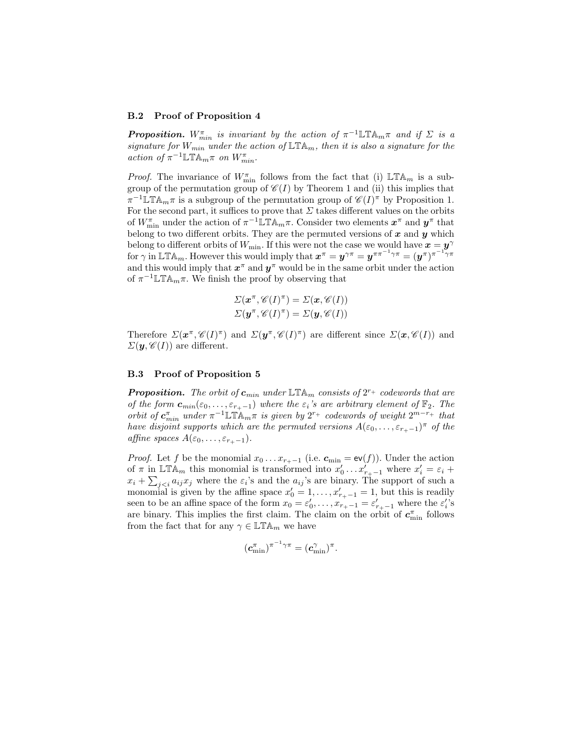### B.2 Proof of Proposition 4

***Proposition.*** *$W^{\pi}_{min}$ is invariant by the action of $\pi^{-1}\mathbb{LTA}_m\pi$ and if $\Sigma$ is a signature for $W_{min}$ under the action of $\mathbb{LTA}_m$, then it is also a signature for the action of $\pi^{-1}\mathbb{LTA}_m\pi$ on $W^{\pi}_{min}$.*

*Proof.* The invariance of $W^{\pi}_{\min}$ follows from the fact that (i) $\mathbb{LTA}_m$ is a subgroup of the permutation group of $\mathscr{C}(I)$ by Theorem 1 and (ii) this implies that $\pi^{-1}\mathbb{LTA}_m\pi$ is a subgroup of the permutation group of $\mathscr{C}(I)^{\pi}$ by Proposition 1. For the second part, it suffices to prove that $\Sigma$ takes different values on the orbits of $W^{\pi}_{\min}$ under the action of $\pi^{-1}\mathbb{LTA}_m\pi$. Consider two elements $\boldsymbol{x}^{\pi}$ and $\boldsymbol{y}^{\pi}$ that belong to two different orbits. They are the permuted versions of $\boldsymbol{x}$ and $\boldsymbol{y}$ which belong to different orbits of $W_{\min}$. If this were not the case we would have $\boldsymbol{x} = \boldsymbol{y}^{\gamma}$ for $\gamma$ in $\mathbb{LTA}_m$. However this would imply that $\boldsymbol{x}^{\pi} = \boldsymbol{y}^{\gamma\pi} = \boldsymbol{y}^{\pi\pi^{-1}\gamma\pi} = (\boldsymbol{y}^{\pi})^{\pi^{-1}\gamma\pi}$ and this would imply that $\boldsymbol{x}^{\pi}$ and $\boldsymbol{y}^{\pi}$ would be in the same orbit under the action of $\pi^{-1}\mathbb{LTA}_m\pi$. We finish the proof by observing that

$$\Sigma(\boldsymbol{x}^{\pi}, \mathscr{C}(I)^{\pi}) = \Sigma(\boldsymbol{x}, \mathscr{C}(I))$$
$$\Sigma(\boldsymbol{y}^{\pi}, \mathscr{C}(I)^{\pi}) = \Sigma(\boldsymbol{y}, \mathscr{C}(I))$$

Therefore $\Sigma(\boldsymbol{x}^{\pi}, \mathscr{C}(I)^{\pi})$ and $\Sigma(\boldsymbol{y}^{\pi}, \mathscr{C}(I)^{\pi})$ are different since $\Sigma(\boldsymbol{x}, \mathscr{C}(I))$ and $\Sigma(\boldsymbol{y}, \mathscr{C}(I))$ are different.

### B.3 Proof of Proposition 5

***Proposition.*** *The orbit of $\boldsymbol{c}_{min}$ under $\mathbb{LTA}_m$ consists of $2^{r_+}$ codewords that are of the form $\boldsymbol{c}_{min}(\varepsilon_0, \dots, \varepsilon_{r_+-1})$ where the $\varepsilon_i$'s are arbitrary element of $\mathbb{F}_2$. The orbit of $\boldsymbol{c}^{\pi}_{min}$ under $\pi^{-1}\mathbb{LTA}_m\pi$ is given by $2^{r_+}$ codewords of weight $2^{m-r_+}$ that have disjoint supports which are the permuted versions $A(\varepsilon_0, \dots, \varepsilon_{r_+-1})^{\pi}$ of the affine spaces $A(\varepsilon_0, \dots, \varepsilon_{r_+-1})$.*

*Proof.* Let $f$ be the monomial $x_0 \dots x_{r_+-1}$ (i.e. $\boldsymbol{c}_{\min} = \mathsf{ev}(f)$). Under the action of $\pi$ in $\mathbb{LTA}_m$ this monomial is transformed into $x'_0 \dots x'_{r_+-1}$ where $x'_i = \varepsilon_i + x_i + \sum_{j<i} a_{ij}x_j$ where the $\varepsilon_i$'s and the $a_{ij}$'s are binary. The support of such a monomial is given by the affine space $x'_0 = 1, \dots, x'_{r_+-1} = 1$, but this is readily seen to be an affine space of the form $x_0 = \varepsilon'_0, \dots, x_{r_+-1} = \varepsilon'_{r_+-1}$ where the $\varepsilon'_i$'s are binary. This implies the first claim. The claim on the orbit of $\boldsymbol{c}^{\pi}_{\min}$ follows from the fact that for any $\gamma \in \mathbb{LTA}_m$ we have

$$(\boldsymbol{c}^{\pi}_{\min})^{\pi^{-1}\gamma\pi} = (\boldsymbol{c}^{\gamma}_{\min})^{\pi}.$$